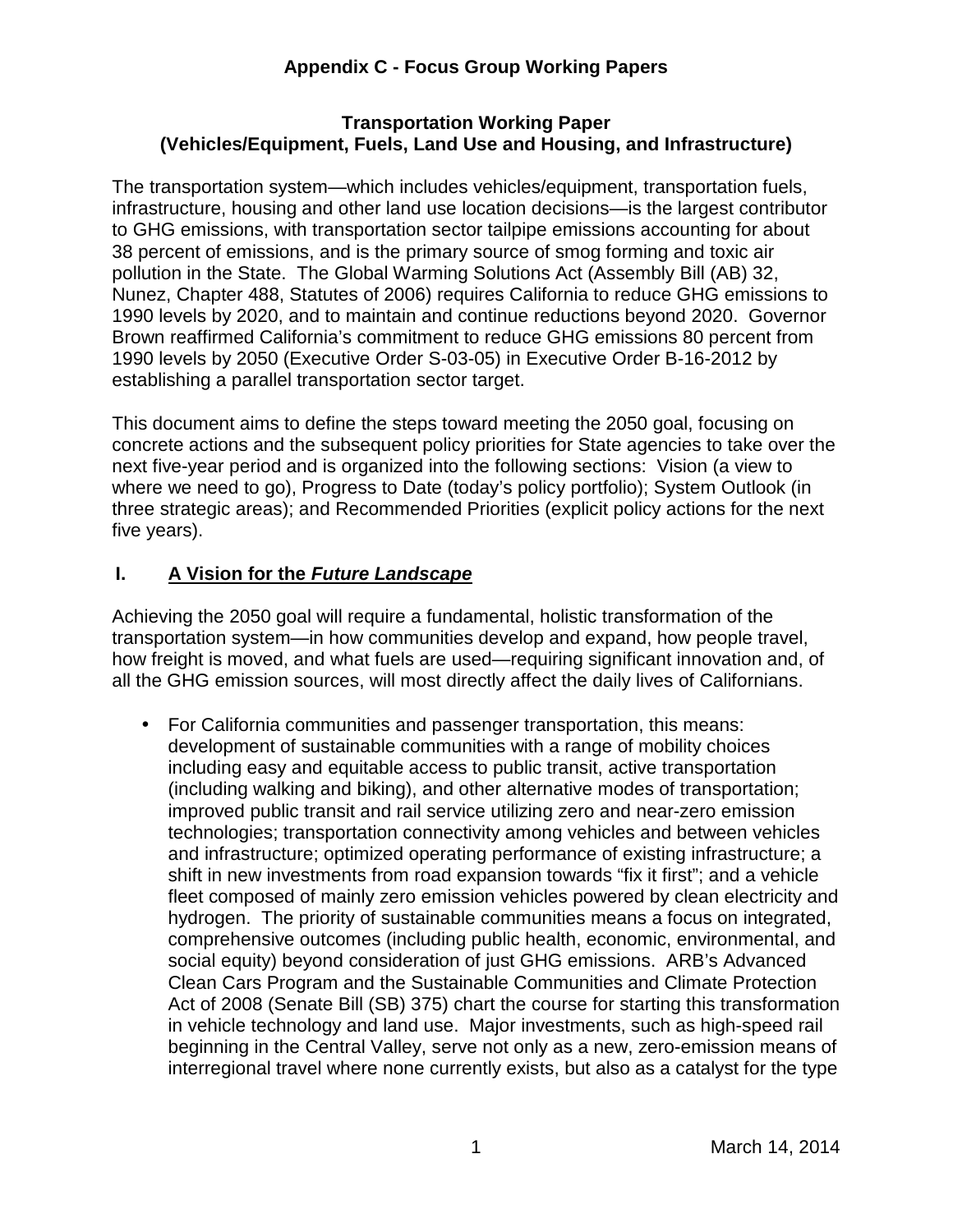# Appendix C - Focus Group Working Papers

## Transportation Working Paper (Vehicles/Equipment, Fuels, Land Use and Housing, and Infrastructure)

The transportation system—which includes vehicles/equipment, transportation fuels, infrastructure, housing and other land use location decisions—is the largest contributor to GHG emissions, with transportation sector tailpipe emissions accounting for about 38 percent of emissions, and is the primary source of smog forming and toxic air pollution in the State. The Global Warming Solutions Act (Assembly Bill (AB) 32, Nunez, Chapter 488, Statutes of 2006) requires California to reduce GHG emissions to 1990 levels by 2020, and to maintain and continue reductions beyond 2020. Governor Brown reaffirmed California's commitment to reduce GHG emissions 80 percent from 1990 levels by 2050 (Executive Order S-03-05) in Executive Order B-16-2012 by establishing a parallel transportation sector target.

This document aims to define the steps toward meeting the 2050 goal, focusing on concrete actions and the subsequent policy priorities for State agencies to take over the next five-year period and is organized into the following sections: Vision (a view to where we need to go), Progress to Date (today's policy portfolio); System Outlook (in three strategic areas); and Recommended Priorities (explicit policy actions for the next five years).

## I. A Vision for the *Future Landscape*

Achieving the 2050 goal will require a fundamental, holistic transformation of the transportation system—in how communities develop and expand, how people travel, how freight is moved, and what fuels are used—requiring significant innovation and, of all the GHG emission sources, will most directly affect the daily lives of Californians.

- For California communities and passenger transportation, this means: development of sustainable communities with a range of mobility choices including easy and equitable access to public transit, active transportation (including walking and biking), and other alternative modes of transportation; improved public transit and rail service utilizing zero and near-zero emission technologies; transportation connectivity among vehicles and between vehicles and infrastructure; optimized operating performance of existing infrastructure; a shift in new investments from road expansion towards "fix it first"; and a vehicle fleet composed of mainly zero emission vehicles powered by clean electricity and hydrogen. The priority of sustainable communities means a focus on integrated, comprehensive outcomes (including public health, economic, environmental, and social equity) beyond consideration of just GHG emissions. ARB's Advanced Clean Cars Program and the Sustainable Communities and Climate Protection Act of 2008 (Senate Bill (SB) 375) chart the course for starting this transformation in vehicle technology and land use. Major investments, such as high-speed rail beginning in the Central Valley, serve not only as a new, zero-emission means of interregional travel where none currently exists, but also as a catalyst for the type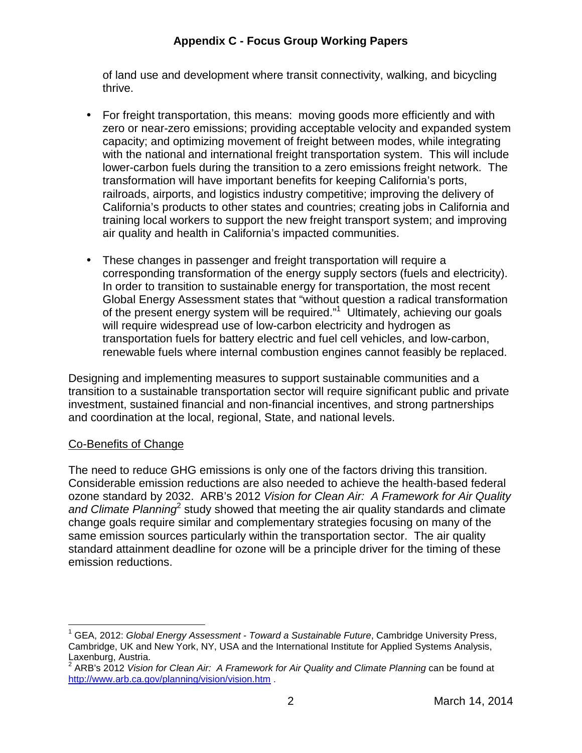of land use and development where transit connectivity, walking, and bicycling thrive.

- For freight transportation, this means: moving goods more efficiently and with zero or near-zero emissions; providing acceptable velocity and expanded system capacity; and optimizing movement of freight between modes, while integrating with the national and international freight transportation system. This will include lower-carbon fuels during the transition to a zero emissions freight network. The transformation will have important benefits for keeping California's ports, railroads, airports, and logistics industry competitive; improving the delivery of California's products to other states and countries; creating jobs in California and training local workers to support the new freight transport system; and improving air quality and health in California's impacted communities.

- These changes in passenger and freight transportation will require a corresponding transformation of the energy supply sectors (fuels and electricity). In order to transition to sustainable energy for transportation, the most recent Global Energy Assessment states that "without question a radical transformation of the present energy system will be required."[1] Ultimately, achieving our goals will require widespread use of low-carbon electricity and hydrogen as transportation fuels for battery electric and fuel cell vehicles, and low-carbon, renewable fuels where internal combustion engines cannot feasibly be replaced.

Designing and implementing measures to support sustainable communities and a transition to a sustainable transportation sector will require significant public and private investment, sustained financial and non-financial incentives, and strong partnerships and coordination at the local, regional, State, and national levels.

## Co-Benefits of Change

The need to reduce GHG emissions is only one of the factors driving this transition. Considerable emission reductions are also needed to achieve the health-based federal ozone standard by 2032. ARB's 2012 *Vision for Clean Air: A Framework for Air Quality and Climate Planning*[2] study showed that meeting the air quality standards and climate change goals require similar and complementary strategies focusing on many of the same emission sources particularly within the transportation sector. The air quality standard attainment deadline for ozone will be a principle driver for the timing of these emission reductions.

---

[1] GEA, 2012: *Global Energy Assessment - Toward a Sustainable Future*, Cambridge University Press, Cambridge, UK and New York, NY, USA and the International Institute for Applied Systems Analysis, Laxenburg, Austria.

[2] ARB's 2012 *Vision for Clean Air: A Framework for Air Quality and Climate Planning* can be found at http://www.arb.ca.gov/planning/vision/vision.htm .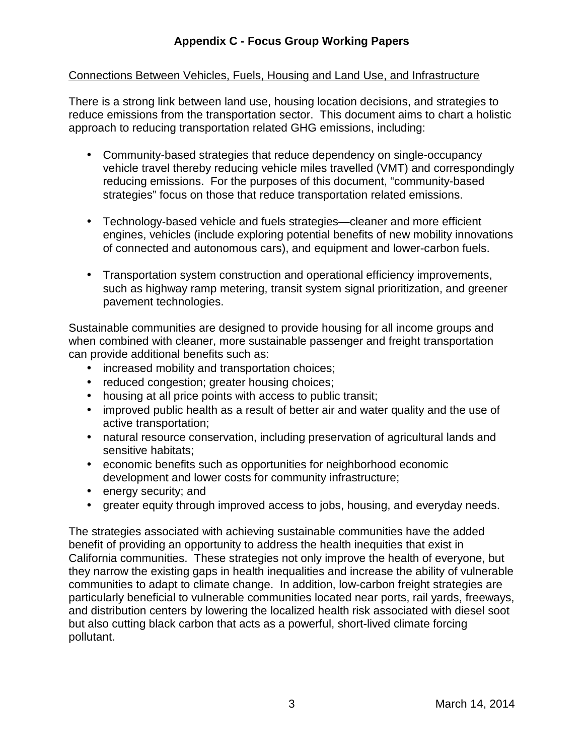Connections Between Vehicles, Fuels, Housing and Land Use, and Infrastructure

There is a strong link between land use, housing location decisions, and strategies to reduce emissions from the transportation sector. This document aims to chart a holistic approach to reducing transportation related GHG emissions, including:

- Community-based strategies that reduce dependency on single-occupancy vehicle travel thereby reducing vehicle miles travelled (VMT) and correspondingly reducing emissions. For the purposes of this document, "community-based strategies" focus on those that reduce transportation related emissions.

- Technology-based vehicle and fuels strategies—cleaner and more efficient engines, vehicles (include exploring potential benefits of new mobility innovations of connected and autonomous cars), and equipment and lower-carbon fuels.

- Transportation system construction and operational efficiency improvements, such as highway ramp metering, transit system signal prioritization, and greener pavement technologies.

Sustainable communities are designed to provide housing for all income groups and when combined with cleaner, more sustainable passenger and freight transportation can provide additional benefits such as:

- increased mobility and transportation choices;
- reduced congestion; greater housing choices;
- housing at all price points with access to public transit;
- improved public health as a result of better air and water quality and the use of active transportation;
- natural resource conservation, including preservation of agricultural lands and sensitive habitats;
- economic benefits such as opportunities for neighborhood economic development and lower costs for community infrastructure;
- energy security; and
- greater equity through improved access to jobs, housing, and everyday needs.

The strategies associated with achieving sustainable communities have the added benefit of providing an opportunity to address the health inequities that exist in California communities. These strategies not only improve the health of everyone, but they narrow the existing gaps in health inequalities and increase the ability of vulnerable communities to adapt to climate change. In addition, low-carbon freight strategies are particularly beneficial to vulnerable communities located near ports, rail yards, freeways, and distribution centers by lowering the localized health risk associated with diesel soot but also cutting black carbon that acts as a powerful, short-lived climate forcing pollutant.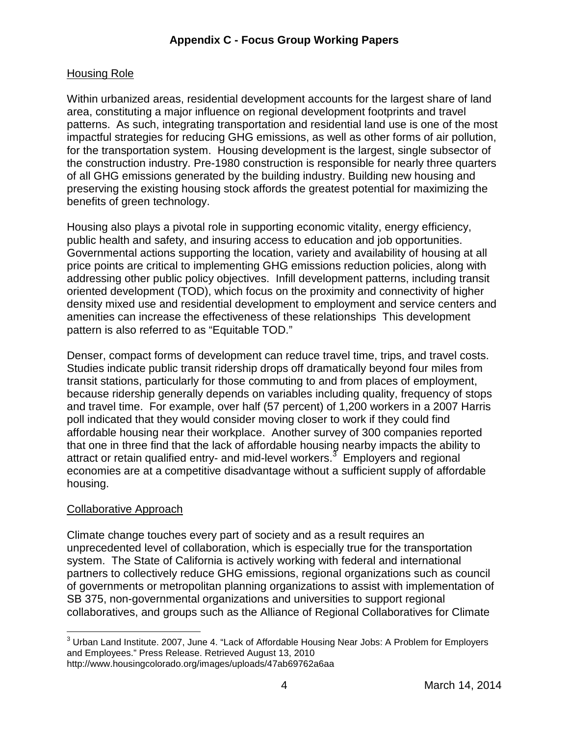## Housing Role

Within urbanized areas, residential development accounts for the largest share of land area, constituting a major influence on regional development footprints and travel patterns. As such, integrating transportation and residential land use is one of the most impactful strategies for reducing GHG emissions, as well as other forms of air pollution, for the transportation system. Housing development is the largest, single subsector of the construction industry. Pre-1980 construction is responsible for nearly three quarters of all GHG emissions generated by the building industry. Building new housing and preserving the existing housing stock affords the greatest potential for maximizing the benefits of green technology.

Housing also plays a pivotal role in supporting economic vitality, energy efficiency, public health and safety, and insuring access to education and job opportunities. Governmental actions supporting the location, variety and availability of housing at all price points are critical to implementing GHG emissions reduction policies, along with addressing other public policy objectives. Infill development patterns, including transit oriented development (TOD), which focus on the proximity and connectivity of higher density mixed use and residential development to employment and service centers and amenities can increase the effectiveness of these relationships This development pattern is also referred to as "Equitable TOD."

Denser, compact forms of development can reduce travel time, trips, and travel costs. Studies indicate public transit ridership drops off dramatically beyond four miles from transit stations, particularly for those commuting to and from places of employment, because ridership generally depends on variables including quality, frequency of stops and travel time. For example, over half (57 percent) of 1,200 workers in a 2007 Harris poll indicated that they would consider moving closer to work if they could find affordable housing near their workplace. Another survey of 300 companies reported that one in three find that the lack of affordable housing nearby impacts the ability to attract or retain qualified entry- and mid-level workers.[3] Employers and regional economies are at a competitive disadvantage without a sufficient supply of affordable housing.

## Collaborative Approach

Climate change touches every part of society and as a result requires an unprecedented level of collaboration, which is especially true for the transportation system. The State of California is actively working with federal and international partners to collectively reduce GHG emissions, regional organizations such as council of governments or metropolitan planning organizations to assist with implementation of SB 375, non-governmental organizations and universities to support regional collaboratives, and groups such as the Alliance of Regional Collaboratives for Climate

[3] Urban Land Institute. 2007, June 4. "Lack of Affordable Housing Near Jobs: A Problem for Employers and Employees." Press Release. Retrieved August 13, 2010 http://www.housingcolorado.org/images/uploads/47ab69762a6aa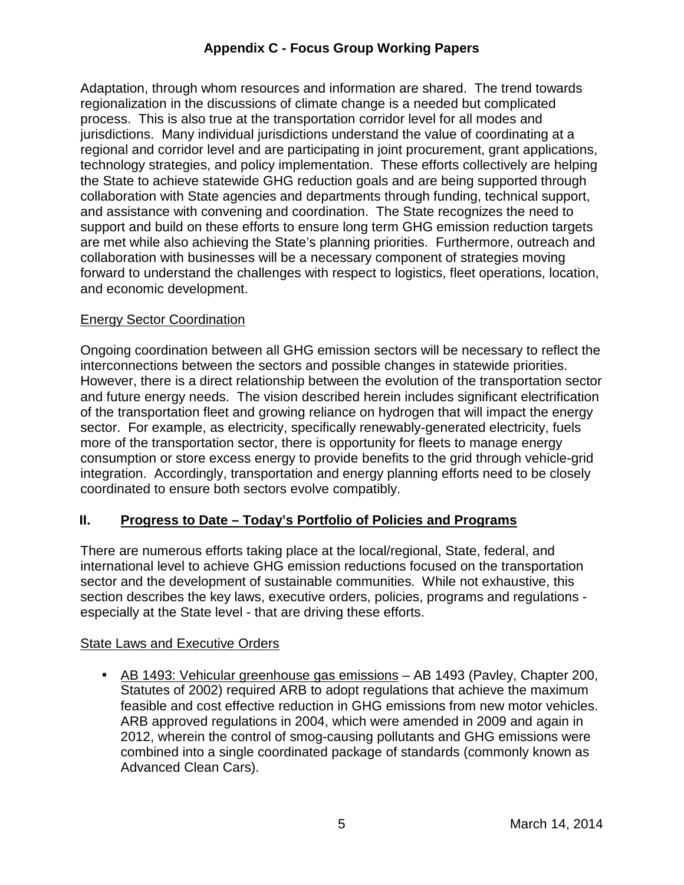Adaptation, through whom resources and information are shared. The trend towards regionalization in the discussions of climate change is a needed but complicated process. This is also true at the transportation corridor level for all modes and jurisdictions. Many individual jurisdictions understand the value of coordinating at a regional and corridor level and are participating in joint procurement, grant applications, technology strategies, and policy implementation. These efforts collectively are helping the State to achieve statewide GHG reduction goals and are being supported through collaboration with State agencies and departments through funding, technical support, and assistance with convening and coordination. The State recognizes the need to support and build on these efforts to ensure long term GHG emission reduction targets are met while also achieving the State's planning priorities. Furthermore, outreach and collaboration with businesses will be a necessary component of strategies moving forward to understand the challenges with respect to logistics, fleet operations, location, and economic development.

Energy Sector Coordination

Ongoing coordination between all GHG emission sectors will be necessary to reflect the interconnections between the sectors and possible changes in statewide priorities. However, there is a direct relationship between the evolution of the transportation sector and future energy needs. The vision described herein includes significant electrification of the transportation fleet and growing reliance on hydrogen that will impact the energy sector. For example, as electricity, specifically renewably-generated electricity, fuels more of the transportation sector, there is opportunity for fleets to manage energy consumption or store excess energy to provide benefits to the grid through vehicle-grid integration. Accordingly, transportation and energy planning efforts need to be closely coordinated to ensure both sectors evolve compatibly.

## II. Progress to Date – Today's Portfolio of Policies and Programs

There are numerous efforts taking place at the local/regional, State, federal, and international level to achieve GHG emission reductions focused on the transportation sector and the development of sustainable communities. While not exhaustive, this section describes the key laws, executive orders, policies, programs and regulations - especially at the State level - that are driving these efforts.

State Laws and Executive Orders

- AB 1493: Vehicular greenhouse gas emissions – AB 1493 (Pavley, Chapter 200, Statutes of 2002) required ARB to adopt regulations that achieve the maximum feasible and cost effective reduction in GHG emissions from new motor vehicles. ARB approved regulations in 2004, which were amended in 2009 and again in 2012, wherein the control of smog-causing pollutants and GHG emissions were combined into a single coordinated package of standards (commonly known as Advanced Clean Cars).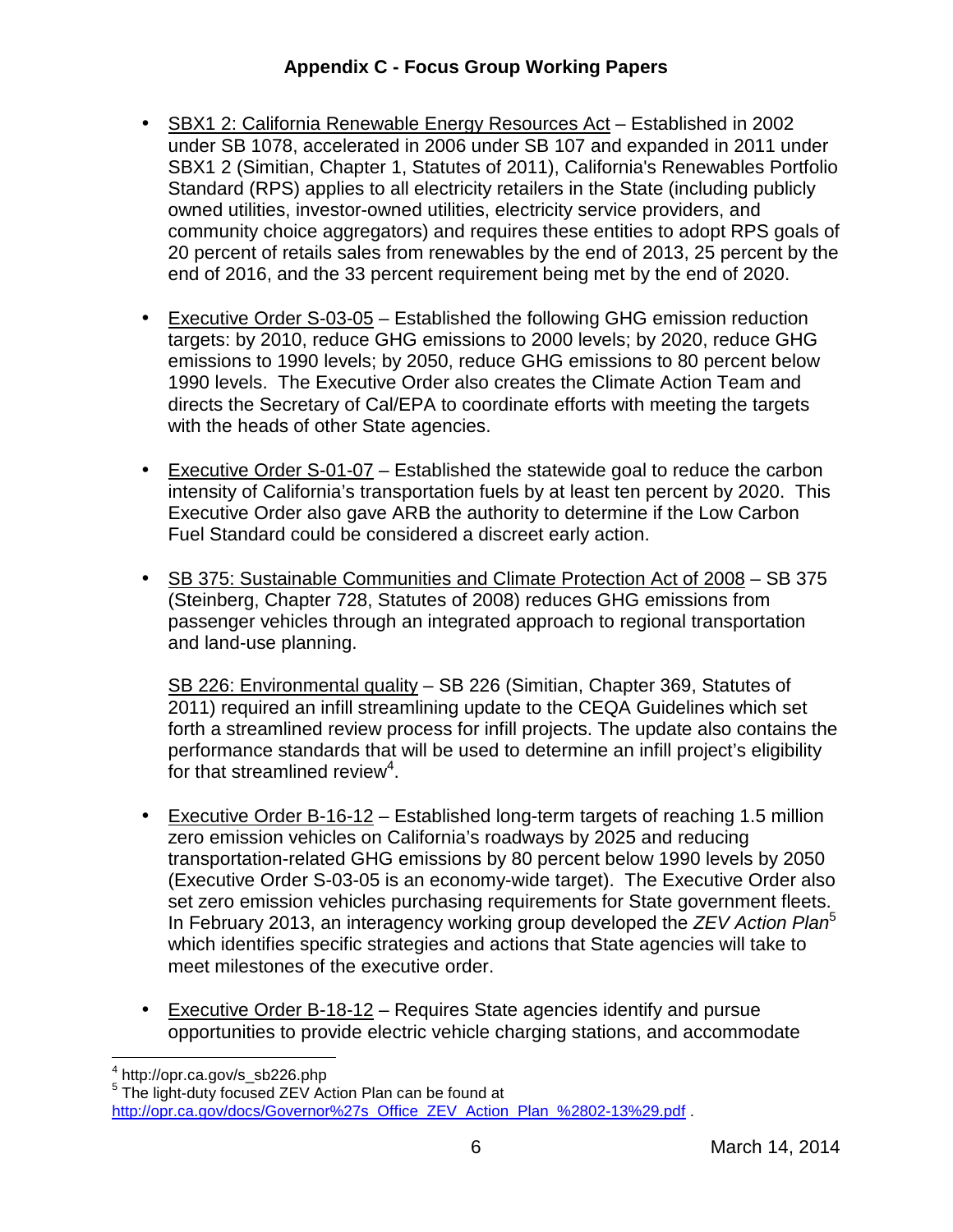- SBX1 2: California Renewable Energy Resources Act – Established in 2002 under SB 1078, accelerated in 2006 under SB 107 and expanded in 2011 under SBX1 2 (Simitian, Chapter 1, Statutes of 2011), California's Renewables Portfolio Standard (RPS) applies to all electricity retailers in the State (including publicly owned utilities, investor-owned utilities, electricity service providers, and community choice aggregators) and requires these entities to adopt RPS goals of 20 percent of retails sales from renewables by the end of 2013, 25 percent by the end of 2016, and the 33 percent requirement being met by the end of 2020.

- Executive Order S-03-05 – Established the following GHG emission reduction targets: by 2010, reduce GHG emissions to 2000 levels; by 2020, reduce GHG emissions to 1990 levels; by 2050, reduce GHG emissions to 80 percent below 1990 levels. The Executive Order also creates the Climate Action Team and directs the Secretary of Cal/EPA to coordinate efforts with meeting the targets with the heads of other State agencies.

- Executive Order S-01-07 – Established the statewide goal to reduce the carbon intensity of California's transportation fuels by at least ten percent by 2020. This Executive Order also gave ARB the authority to determine if the Low Carbon Fuel Standard could be considered a discreet early action.

- SB 375: Sustainable Communities and Climate Protection Act of 2008 – SB 375 (Steinberg, Chapter 728, Statutes of 2008) reduces GHG emissions from passenger vehicles through an integrated approach to regional transportation and land-use planning.

  SB 226: Environmental quality – SB 226 (Simitian, Chapter 369, Statutes of 2011) required an infill streamlining update to the CEQA Guidelines which set forth a streamlined review process for infill projects. The update also contains the performance standards that will be used to determine an infill project's eligibility for that streamlined review[4].

- Executive Order B-16-12 – Established long-term targets of reaching 1.5 million zero emission vehicles on California's roadways by 2025 and reducing transportation-related GHG emissions by 80 percent below 1990 levels by 2050 (Executive Order S-03-05 is an economy-wide target). The Executive Order also set zero emission vehicles purchasing requirements for State government fleets. In February 2013, an interagency working group developed the *ZEV Action Plan*[5] which identifies specific strategies and actions that State agencies will take to meet milestones of the executive order.

- Executive Order B-18-12 – Requires State agencies identify and pursue opportunities to provide electric vehicle charging stations, and accommodate

[4] http://opr.ca.gov/s_sb226.php

[5] The light-duty focused ZEV Action Plan can be found at http://opr.ca.gov/docs/Governor%27s_Office_ZEV_Action_Plan_%2802-13%29.pdf .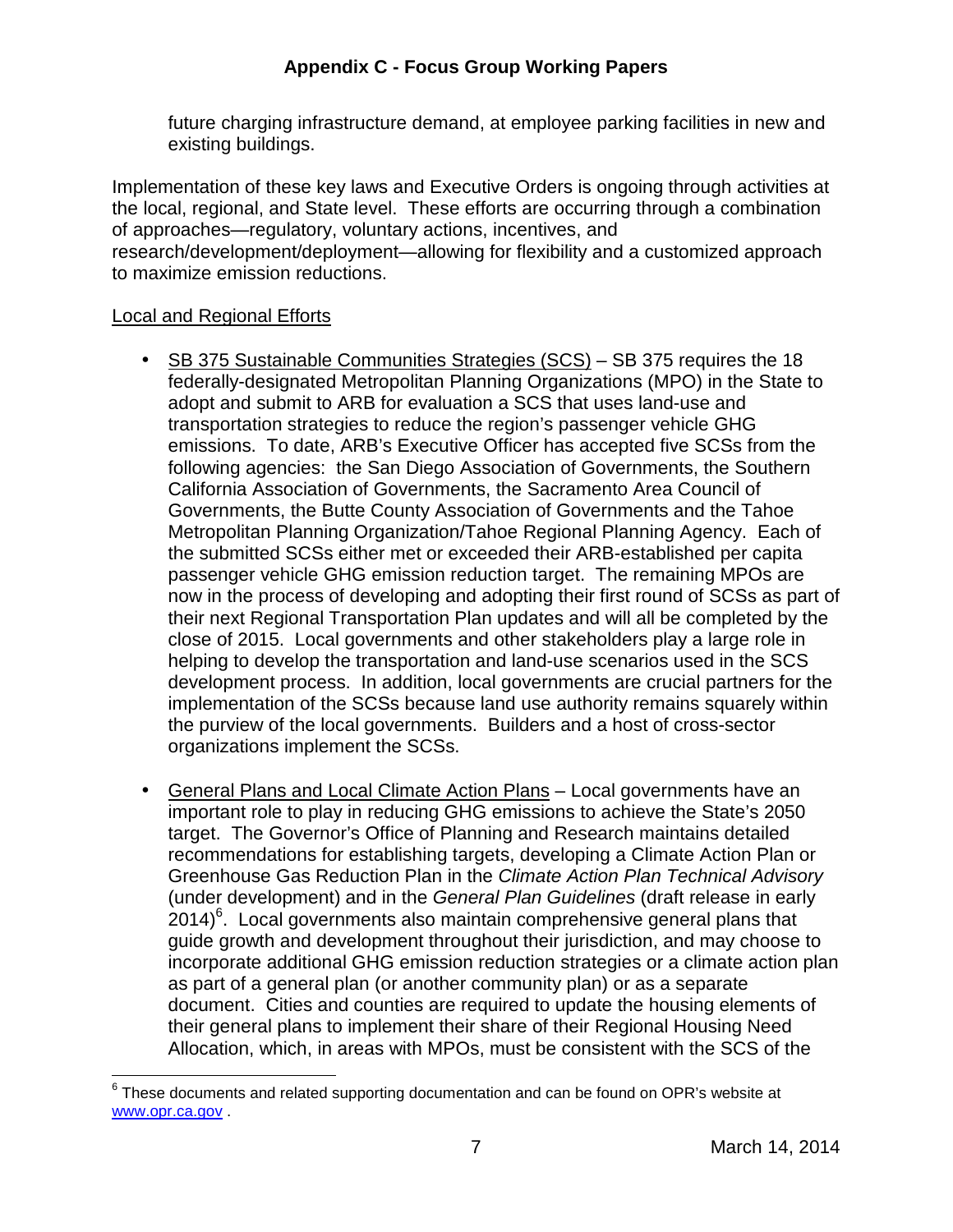future charging infrastructure demand, at employee parking facilities in new and existing buildings.

Implementation of these key laws and Executive Orders is ongoing through activities at the local, regional, and State level. These efforts are occurring through a combination of approaches—regulatory, voluntary actions, incentives, and research/development/deployment—allowing for flexibility and a customized approach to maximize emission reductions.

Local and Regional Efforts

- SB 375 Sustainable Communities Strategies (SCS) – SB 375 requires the 18 federally-designated Metropolitan Planning Organizations (MPO) in the State to adopt and submit to ARB for evaluation a SCS that uses land-use and transportation strategies to reduce the region's passenger vehicle GHG emissions. To date, ARB's Executive Officer has accepted five SCSs from the following agencies: the San Diego Association of Governments, the Southern California Association of Governments, the Sacramento Area Council of Governments, the Butte County Association of Governments and the Tahoe Metropolitan Planning Organization/Tahoe Regional Planning Agency. Each of the submitted SCSs either met or exceeded their ARB-established per capita passenger vehicle GHG emission reduction target. The remaining MPOs are now in the process of developing and adopting their first round of SCSs as part of their next Regional Transportation Plan updates and will all be completed by the close of 2015. Local governments and other stakeholders play a large role in helping to develop the transportation and land-use scenarios used in the SCS development process. In addition, local governments are crucial partners for the implementation of the SCSs because land use authority remains squarely within the purview of the local governments. Builders and a host of cross-sector organizations implement the SCSs.

- General Plans and Local Climate Action Plans – Local governments have an important role to play in reducing GHG emissions to achieve the State's 2050 target. The Governor's Office of Planning and Research maintains detailed recommendations for establishing targets, developing a Climate Action Plan or Greenhouse Gas Reduction Plan in the *Climate Action Plan Technical Advisory* (under development) and in the *General Plan Guidelines* (draft release in early 2014)[6]. Local governments also maintain comprehensive general plans that guide growth and development throughout their jurisdiction, and may choose to incorporate additional GHG emission reduction strategies or a climate action plan as part of a general plan (or another community plan) or as a separate document. Cities and counties are required to update the housing elements of their general plans to implement their share of their Regional Housing Need Allocation, which, in areas with MPOs, must be consistent with the SCS of the

[6] These documents and related supporting documentation and can be found on OPR's website at www.opr.ca.gov .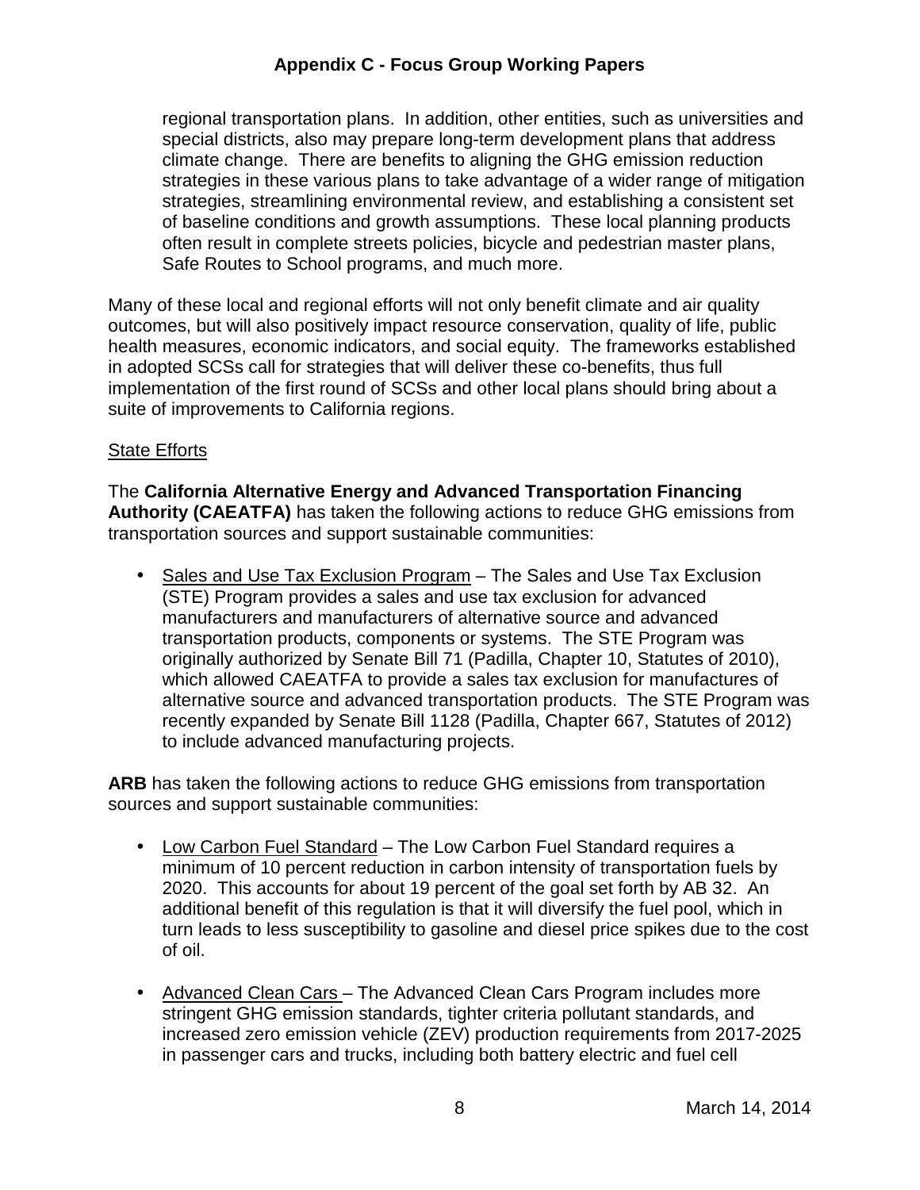regional transportation plans. In addition, other entities, such as universities and special districts, also may prepare long-term development plans that address climate change. There are benefits to aligning the GHG emission reduction strategies in these various plans to take advantage of a wider range of mitigation strategies, streamlining environmental review, and establishing a consistent set of baseline conditions and growth assumptions. These local planning products often result in complete streets policies, bicycle and pedestrian master plans, Safe Routes to School programs, and much more.

Many of these local and regional efforts will not only benefit climate and air quality outcomes, but will also positively impact resource conservation, quality of life, public health measures, economic indicators, and social equity. The frameworks established in adopted SCSs call for strategies that will deliver these co-benefits, thus full implementation of the first round of SCSs and other local plans should bring about a suite of improvements to California regions.

<u>State Efforts</u>

The **California Alternative Energy and Advanced Transportation Financing Authority (CAEATFA)** has taken the following actions to reduce GHG emissions from transportation sources and support sustainable communities:

- <u>Sales and Use Tax Exclusion Program</u> – The Sales and Use Tax Exclusion (STE) Program provides a sales and use tax exclusion for advanced manufacturers and manufacturers of alternative source and advanced transportation products, components or systems. The STE Program was originally authorized by Senate Bill 71 (Padilla, Chapter 10, Statutes of 2010), which allowed CAEATFA to provide a sales tax exclusion for manufactures of alternative source and advanced transportation products. The STE Program was recently expanded by Senate Bill 1128 (Padilla, Chapter 667, Statutes of 2012) to include advanced manufacturing projects.

**ARB** has taken the following actions to reduce GHG emissions from transportation sources and support sustainable communities:

- <u>Low Carbon Fuel Standard</u> – The Low Carbon Fuel Standard requires a minimum of 10 percent reduction in carbon intensity of transportation fuels by 2020. This accounts for about 19 percent of the goal set forth by AB 32. An additional benefit of this regulation is that it will diversify the fuel pool, which in turn leads to less susceptibility to gasoline and diesel price spikes due to the cost of oil.

- <u>Advanced Clean Cars</u> – The Advanced Clean Cars Program includes more stringent GHG emission standards, tighter criteria pollutant standards, and increased zero emission vehicle (ZEV) production requirements from 2017-2025 in passenger cars and trucks, including both battery electric and fuel cell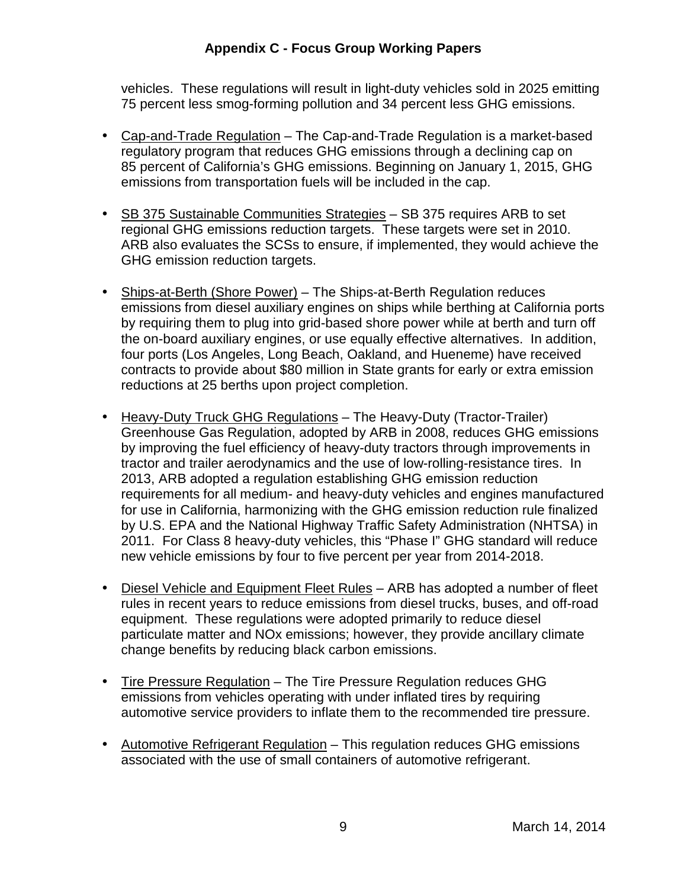vehicles. These regulations will result in light-duty vehicles sold in 2025 emitting 75 percent less smog-forming pollution and 34 percent less GHG emissions.

- Cap-and-Trade Regulation – The Cap-and-Trade Regulation is a market-based regulatory program that reduces GHG emissions through a declining cap on 85 percent of California's GHG emissions. Beginning on January 1, 2015, GHG emissions from transportation fuels will be included in the cap.

- SB 375 Sustainable Communities Strategies – SB 375 requires ARB to set regional GHG emissions reduction targets. These targets were set in 2010. ARB also evaluates the SCSs to ensure, if implemented, they would achieve the GHG emission reduction targets.

- Ships-at-Berth (Shore Power) – The Ships-at-Berth Regulation reduces emissions from diesel auxiliary engines on ships while berthing at California ports by requiring them to plug into grid-based shore power while at berth and turn off the on-board auxiliary engines, or use equally effective alternatives. In addition, four ports (Los Angeles, Long Beach, Oakland, and Hueneme) have received contracts to provide about $80 million in State grants for early or extra emission reductions at 25 berths upon project completion.

- Heavy-Duty Truck GHG Regulations – The Heavy-Duty (Tractor-Trailer) Greenhouse Gas Regulation, adopted by ARB in 2008, reduces GHG emissions by improving the fuel efficiency of heavy-duty tractors through improvements in tractor and trailer aerodynamics and the use of low-rolling-resistance tires. In 2013, ARB adopted a regulation establishing GHG emission reduction requirements for all medium- and heavy-duty vehicles and engines manufactured for use in California, harmonizing with the GHG emission reduction rule finalized by U.S. EPA and the National Highway Traffic Safety Administration (NHTSA) in 2011. For Class 8 heavy-duty vehicles, this "Phase I" GHG standard will reduce new vehicle emissions by four to five percent per year from 2014-2018.

- Diesel Vehicle and Equipment Fleet Rules – ARB has adopted a number of fleet rules in recent years to reduce emissions from diesel trucks, buses, and off-road equipment. These regulations were adopted primarily to reduce diesel particulate matter and NOx emissions; however, they provide ancillary climate change benefits by reducing black carbon emissions.

- Tire Pressure Regulation – The Tire Pressure Regulation reduces GHG emissions from vehicles operating with under inflated tires by requiring automotive service providers to inflate them to the recommended tire pressure.

- Automotive Refrigerant Regulation – This regulation reduces GHG emissions associated with the use of small containers of automotive refrigerant.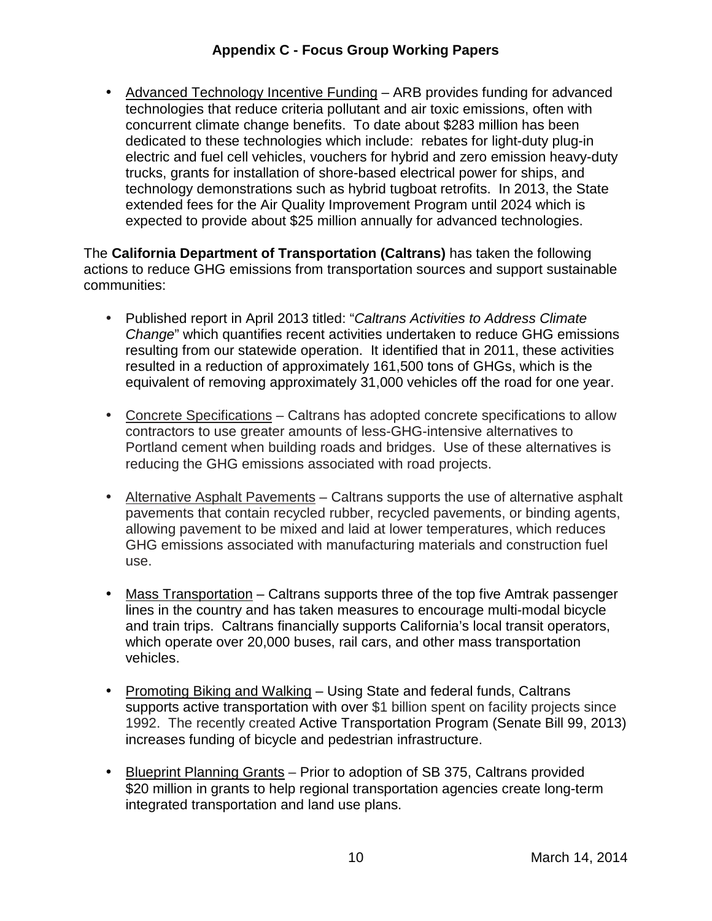- Advanced Technology Incentive Funding – ARB provides funding for advanced technologies that reduce criteria pollutant and air toxic emissions, often with concurrent climate change benefits. To date about $283 million has been dedicated to these technologies which include: rebates for light-duty plug-in electric and fuel cell vehicles, vouchers for hybrid and zero emission heavy-duty trucks, grants for installation of shore-based electrical power for ships, and technology demonstrations such as hybrid tugboat retrofits. In 2013, the State extended fees for the Air Quality Improvement Program until 2024 which is expected to provide about $25 million annually for advanced technologies.

The **California Department of Transportation (Caltrans)** has taken the following actions to reduce GHG emissions from transportation sources and support sustainable communities:

- Published report in April 2013 titled: "*Caltrans Activities to Address Climate Change*" which quantifies recent activities undertaken to reduce GHG emissions resulting from our statewide operation. It identified that in 2011, these activities resulted in a reduction of approximately 161,500 tons of GHGs, which is the equivalent of removing approximately 31,000 vehicles off the road for one year.

- Concrete Specifications – Caltrans has adopted concrete specifications to allow contractors to use greater amounts of less-GHG-intensive alternatives to Portland cement when building roads and bridges. Use of these alternatives is reducing the GHG emissions associated with road projects.

- Alternative Asphalt Pavements – Caltrans supports the use of alternative asphalt pavements that contain recycled rubber, recycled pavements, or binding agents, allowing pavement to be mixed and laid at lower temperatures, which reduces GHG emissions associated with manufacturing materials and construction fuel use.

- Mass Transportation – Caltrans supports three of the top five Amtrak passenger lines in the country and has taken measures to encourage multi-modal bicycle and train trips. Caltrans financially supports California's local transit operators, which operate over 20,000 buses, rail cars, and other mass transportation vehicles.

- Promoting Biking and Walking – Using State and federal funds, Caltrans supports active transportation with over $1 billion spent on facility projects since 1992. The recently created Active Transportation Program (Senate Bill 99, 2013) increases funding of bicycle and pedestrian infrastructure.

- Blueprint Planning Grants – Prior to adoption of SB 375, Caltrans provided $20 million in grants to help regional transportation agencies create long-term integrated transportation and land use plans.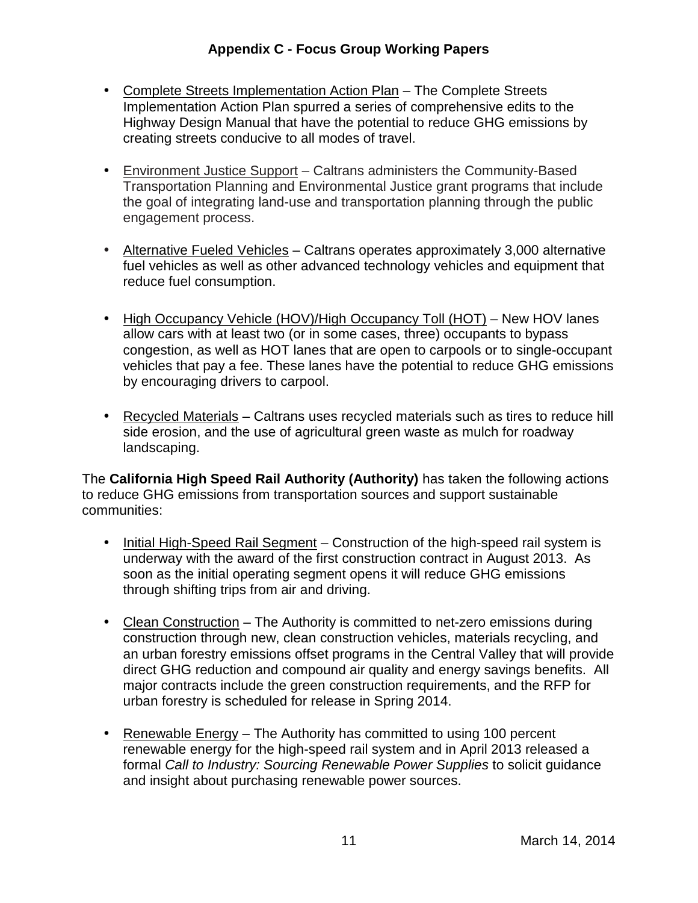- Complete Streets Implementation Action Plan – The Complete Streets Implementation Action Plan spurred a series of comprehensive edits to the Highway Design Manual that have the potential to reduce GHG emissions by creating streets conducive to all modes of travel.

- Environment Justice Support – Caltrans administers the Community-Based Transportation Planning and Environmental Justice grant programs that include the goal of integrating land-use and transportation planning through the public engagement process.

- Alternative Fueled Vehicles – Caltrans operates approximately 3,000 alternative fuel vehicles as well as other advanced technology vehicles and equipment that reduce fuel consumption.

- High Occupancy Vehicle (HOV)/High Occupancy Toll (HOT) – New HOV lanes allow cars with at least two (or in some cases, three) occupants to bypass congestion, as well as HOT lanes that are open to carpools or to single-occupant vehicles that pay a fee. These lanes have the potential to reduce GHG emissions by encouraging drivers to carpool.

- Recycled Materials – Caltrans uses recycled materials such as tires to reduce hill side erosion, and the use of agricultural green waste as mulch for roadway landscaping.

The **California High Speed Rail Authority (Authority)** has taken the following actions to reduce GHG emissions from transportation sources and support sustainable communities:

- Initial High-Speed Rail Segment – Construction of the high-speed rail system is underway with the award of the first construction contract in August 2013. As soon as the initial operating segment opens it will reduce GHG emissions through shifting trips from air and driving.

- Clean Construction – The Authority is committed to net-zero emissions during construction through new, clean construction vehicles, materials recycling, and an urban forestry emissions offset programs in the Central Valley that will provide direct GHG reduction and compound air quality and energy savings benefits. All major contracts include the green construction requirements, and the RFP for urban forestry is scheduled for release in Spring 2014.

- Renewable Energy – The Authority has committed to using 100 percent renewable energy for the high-speed rail system and in April 2013 released a formal *Call to Industry: Sourcing Renewable Power Supplies* to solicit guidance and insight about purchasing renewable power sources.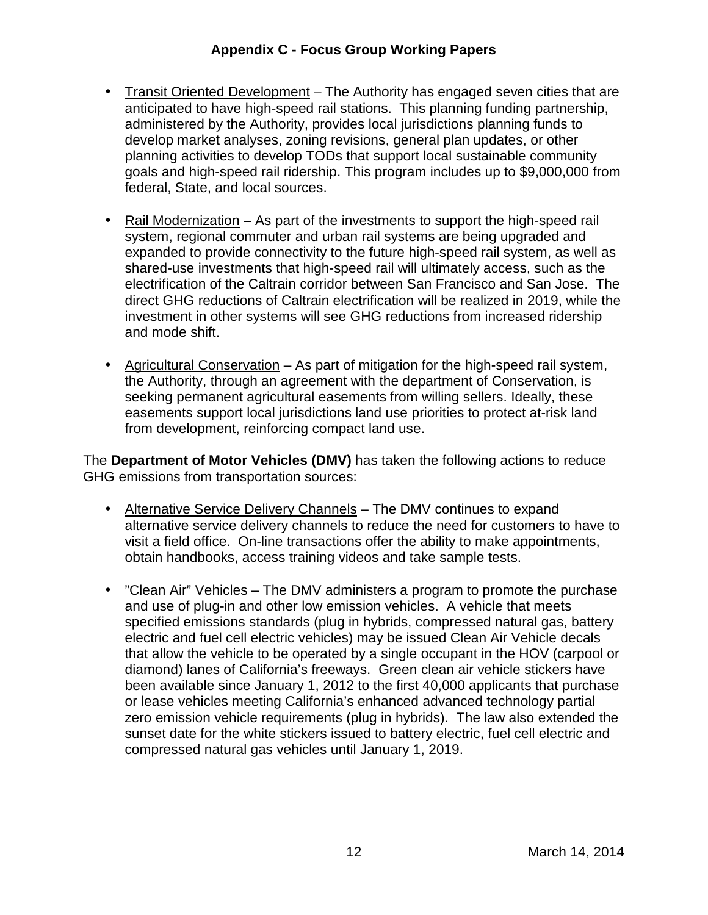- Transit Oriented Development – The Authority has engaged seven cities that are anticipated to have high-speed rail stations. This planning funding partnership, administered by the Authority, provides local jurisdictions planning funds to develop market analyses, zoning revisions, general plan updates, or other planning activities to develop TODs that support local sustainable community goals and high-speed rail ridership. This program includes up to $9,000,000 from federal, State, and local sources.

- Rail Modernization – As part of the investments to support the high-speed rail system, regional commuter and urban rail systems are being upgraded and expanded to provide connectivity to the future high-speed rail system, as well as shared-use investments that high-speed rail will ultimately access, such as the electrification of the Caltrain corridor between San Francisco and San Jose. The direct GHG reductions of Caltrain electrification will be realized in 2019, while the investment in other systems will see GHG reductions from increased ridership and mode shift.

- Agricultural Conservation – As part of mitigation for the high-speed rail system, the Authority, through an agreement with the department of Conservation, is seeking permanent agricultural easements from willing sellers. Ideally, these easements support local jurisdictions land use priorities to protect at-risk land from development, reinforcing compact land use.

The **Department of Motor Vehicles (DMV)** has taken the following actions to reduce GHG emissions from transportation sources:

- Alternative Service Delivery Channels – The DMV continues to expand alternative service delivery channels to reduce the need for customers to have to visit a field office. On-line transactions offer the ability to make appointments, obtain handbooks, access training videos and take sample tests.

- "Clean Air" Vehicles – The DMV administers a program to promote the purchase and use of plug-in and other low emission vehicles. A vehicle that meets specified emissions standards (plug in hybrids, compressed natural gas, battery electric and fuel cell electric vehicles) may be issued Clean Air Vehicle decals that allow the vehicle to be operated by a single occupant in the HOV (carpool or diamond) lanes of California's freeways. Green clean air vehicle stickers have been available since January 1, 2012 to the first 40,000 applicants that purchase or lease vehicles meeting California's enhanced advanced technology partial zero emission vehicle requirements (plug in hybrids). The law also extended the sunset date for the white stickers issued to battery electric, fuel cell electric and compressed natural gas vehicles until January 1, 2019.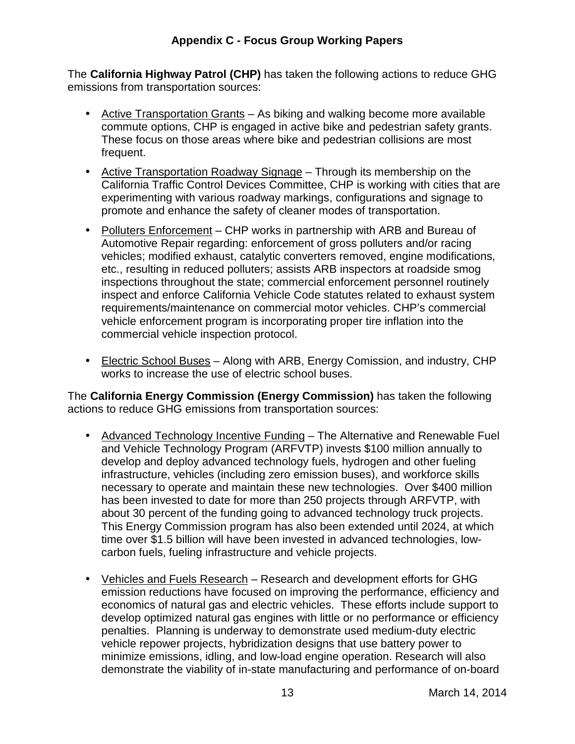The **California Highway Patrol (CHP)** has taken the following actions to reduce GHG emissions from transportation sources:

- Active Transportation Grants – As biking and walking become more available commute options, CHP is engaged in active bike and pedestrian safety grants. These focus on those areas where bike and pedestrian collisions are most frequent.
- Active Transportation Roadway Signage – Through its membership on the California Traffic Control Devices Committee, CHP is working with cities that are experimenting with various roadway markings, configurations and signage to promote and enhance the safety of cleaner modes of transportation.
- Polluters Enforcement – CHP works in partnership with ARB and Bureau of Automotive Repair regarding: enforcement of gross polluters and/or racing vehicles; modified exhaust, catalytic converters removed, engine modifications, etc., resulting in reduced polluters; assists ARB inspectors at roadside smog inspections throughout the state; commercial enforcement personnel routinely inspect and enforce California Vehicle Code statutes related to exhaust system requirements/maintenance on commercial motor vehicles. CHP's commercial vehicle enforcement program is incorporating proper tire inflation into the commercial vehicle inspection protocol.
- Electric School Buses – Along with ARB, Energy Comission, and industry, CHP works to increase the use of electric school buses.

The **California Energy Commission (Energy Commission)** has taken the following actions to reduce GHG emissions from transportation sources:

- Advanced Technology Incentive Funding – The Alternative and Renewable Fuel and Vehicle Technology Program (ARFVTP) invests $100 million annually to develop and deploy advanced technology fuels, hydrogen and other fueling infrastructure, vehicles (including zero emission buses), and workforce skills necessary to operate and maintain these new technologies. Over $400 million has been invested to date for more than 250 projects through ARFVTP, with about 30 percent of the funding going to advanced technology truck projects. This Energy Commission program has also been extended until 2024, at which time over $1.5 billion will have been invested in advanced technologies, low-carbon fuels, fueling infrastructure and vehicle projects.
- Vehicles and Fuels Research – Research and development efforts for GHG emission reductions have focused on improving the performance, efficiency and economics of natural gas and electric vehicles. These efforts include support to develop optimized natural gas engines with little or no performance or efficiency penalties. Planning is underway to demonstrate used medium-duty electric vehicle repower projects, hybridization designs that use battery power to minimize emissions, idling, and low-load engine operation. Research will also demonstrate the viability of in-state manufacturing and performance of on-board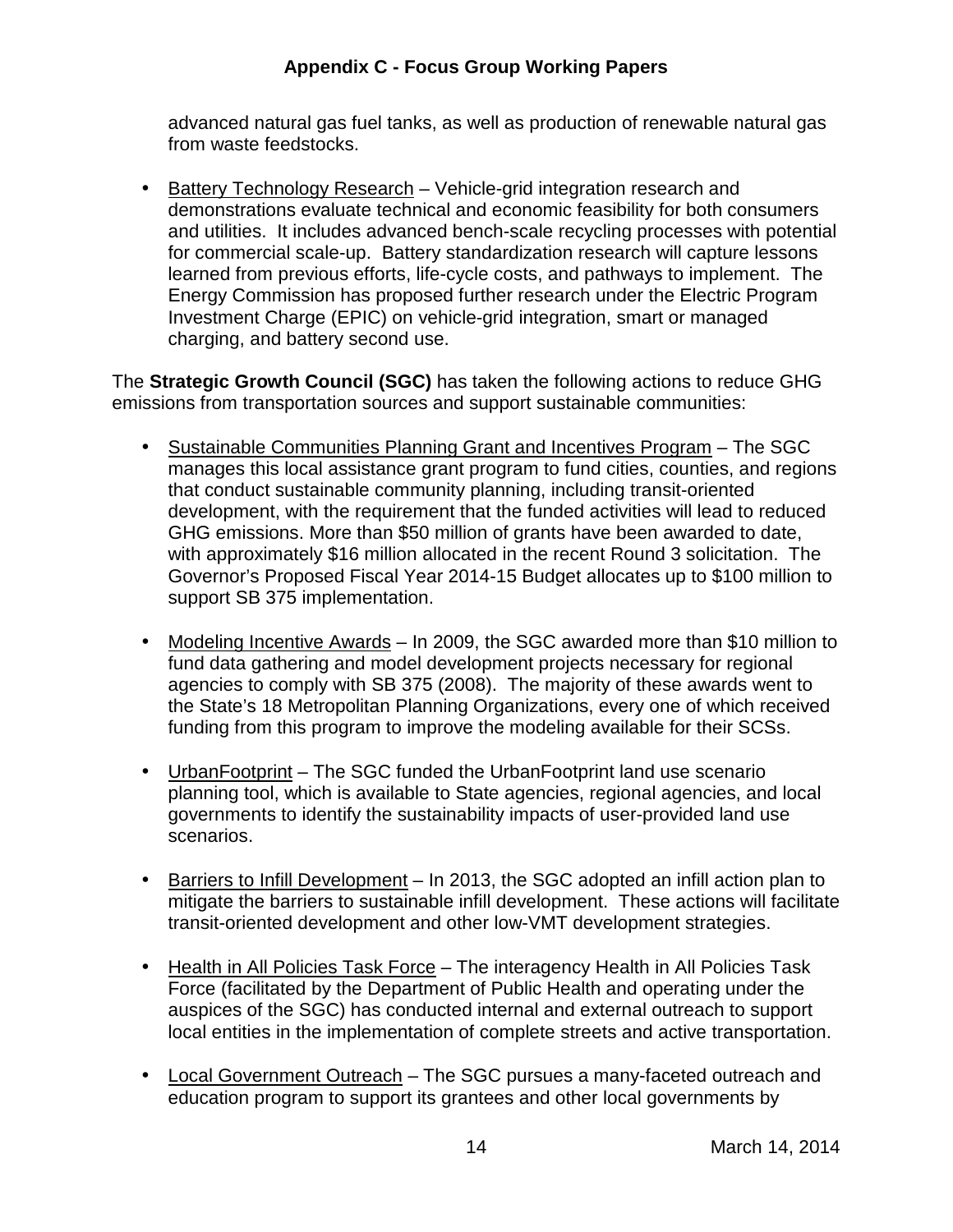advanced natural gas fuel tanks, as well as production of renewable natural gas from waste feedstocks.

- Battery Technology Research – Vehicle-grid integration research and demonstrations evaluate technical and economic feasibility for both consumers and utilities. It includes advanced bench-scale recycling processes with potential for commercial scale-up. Battery standardization research will capture lessons learned from previous efforts, life-cycle costs, and pathways to implement. The Energy Commission has proposed further research under the Electric Program Investment Charge (EPIC) on vehicle-grid integration, smart or managed charging, and battery second use.

The **Strategic Growth Council (SGC)** has taken the following actions to reduce GHG emissions from transportation sources and support sustainable communities:

- Sustainable Communities Planning Grant and Incentives Program – The SGC manages this local assistance grant program to fund cities, counties, and regions that conduct sustainable community planning, including transit-oriented development, with the requirement that the funded activities will lead to reduced GHG emissions. More than $50 million of grants have been awarded to date, with approximately $16 million allocated in the recent Round 3 solicitation. The Governor's Proposed Fiscal Year 2014-15 Budget allocates up to $100 million to support SB 375 implementation.

- Modeling Incentive Awards – In 2009, the SGC awarded more than $10 million to fund data gathering and model development projects necessary for regional agencies to comply with SB 375 (2008). The majority of these awards went to the State's 18 Metropolitan Planning Organizations, every one of which received funding from this program to improve the modeling available for their SCSs.

- UrbanFootprint – The SGC funded the UrbanFootprint land use scenario planning tool, which is available to State agencies, regional agencies, and local governments to identify the sustainability impacts of user-provided land use scenarios.

- Barriers to Infill Development – In 2013, the SGC adopted an infill action plan to mitigate the barriers to sustainable infill development. These actions will facilitate transit-oriented development and other low-VMT development strategies.

- Health in All Policies Task Force – The interagency Health in All Policies Task Force (facilitated by the Department of Public Health and operating under the auspices of the SGC) has conducted internal and external outreach to support local entities in the implementation of complete streets and active transportation.

- Local Government Outreach – The SGC pursues a many-faceted outreach and education program to support its grantees and other local governments by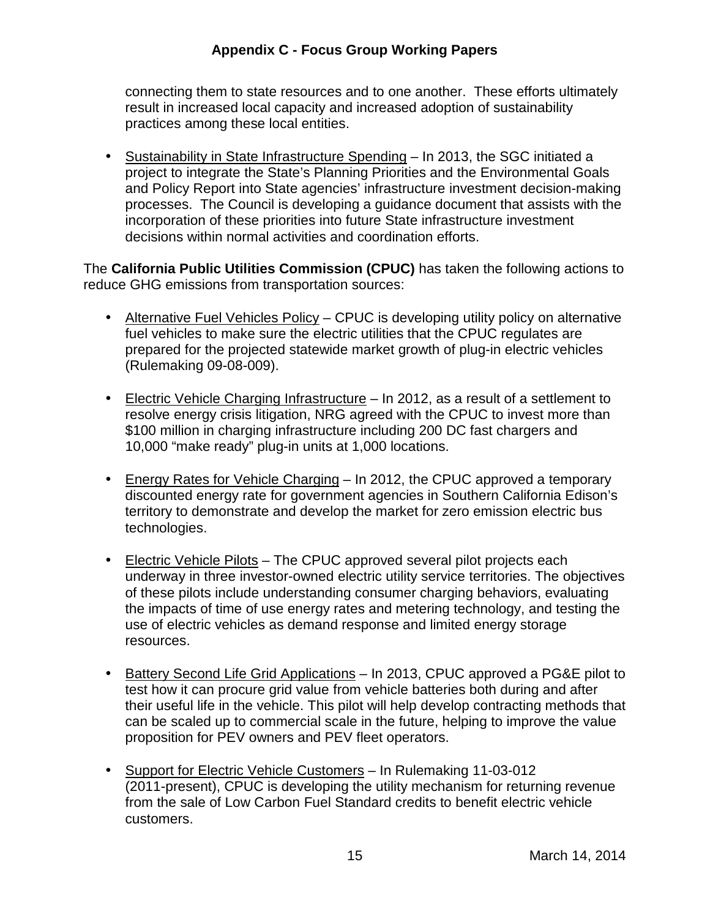connecting them to state resources and to one another. These efforts ultimately result in increased local capacity and increased adoption of sustainability practices among these local entities.

- Sustainability in State Infrastructure Spending – In 2013, the SGC initiated a project to integrate the State's Planning Priorities and the Environmental Goals and Policy Report into State agencies' infrastructure investment decision-making processes. The Council is developing a guidance document that assists with the incorporation of these priorities into future State infrastructure investment decisions within normal activities and coordination efforts.

The **California Public Utilities Commission (CPUC)** has taken the following actions to reduce GHG emissions from transportation sources:

- Alternative Fuel Vehicles Policy – CPUC is developing utility policy on alternative fuel vehicles to make sure the electric utilities that the CPUC regulates are prepared for the projected statewide market growth of plug-in electric vehicles (Rulemaking 09-08-009).

- Electric Vehicle Charging Infrastructure – In 2012, as a result of a settlement to resolve energy crisis litigation, NRG agreed with the CPUC to invest more than $100 million in charging infrastructure including 200 DC fast chargers and 10,000 "make ready" plug-in units at 1,000 locations.

- Energy Rates for Vehicle Charging – In 2012, the CPUC approved a temporary discounted energy rate for government agencies in Southern California Edison's territory to demonstrate and develop the market for zero emission electric bus technologies.

- Electric Vehicle Pilots – The CPUC approved several pilot projects each underway in three investor-owned electric utility service territories. The objectives of these pilots include understanding consumer charging behaviors, evaluating the impacts of time of use energy rates and metering technology, and testing the use of electric vehicles as demand response and limited energy storage resources.

- Battery Second Life Grid Applications – In 2013, CPUC approved a PG&E pilot to test how it can procure grid value from vehicle batteries both during and after their useful life in the vehicle. This pilot will help develop contracting methods that can be scaled up to commercial scale in the future, helping to improve the value proposition for PEV owners and PEV fleet operators.

- Support for Electric Vehicle Customers – In Rulemaking 11-03-012 (2011-present), CPUC is developing the utility mechanism for returning revenue from the sale of Low Carbon Fuel Standard credits to benefit electric vehicle customers.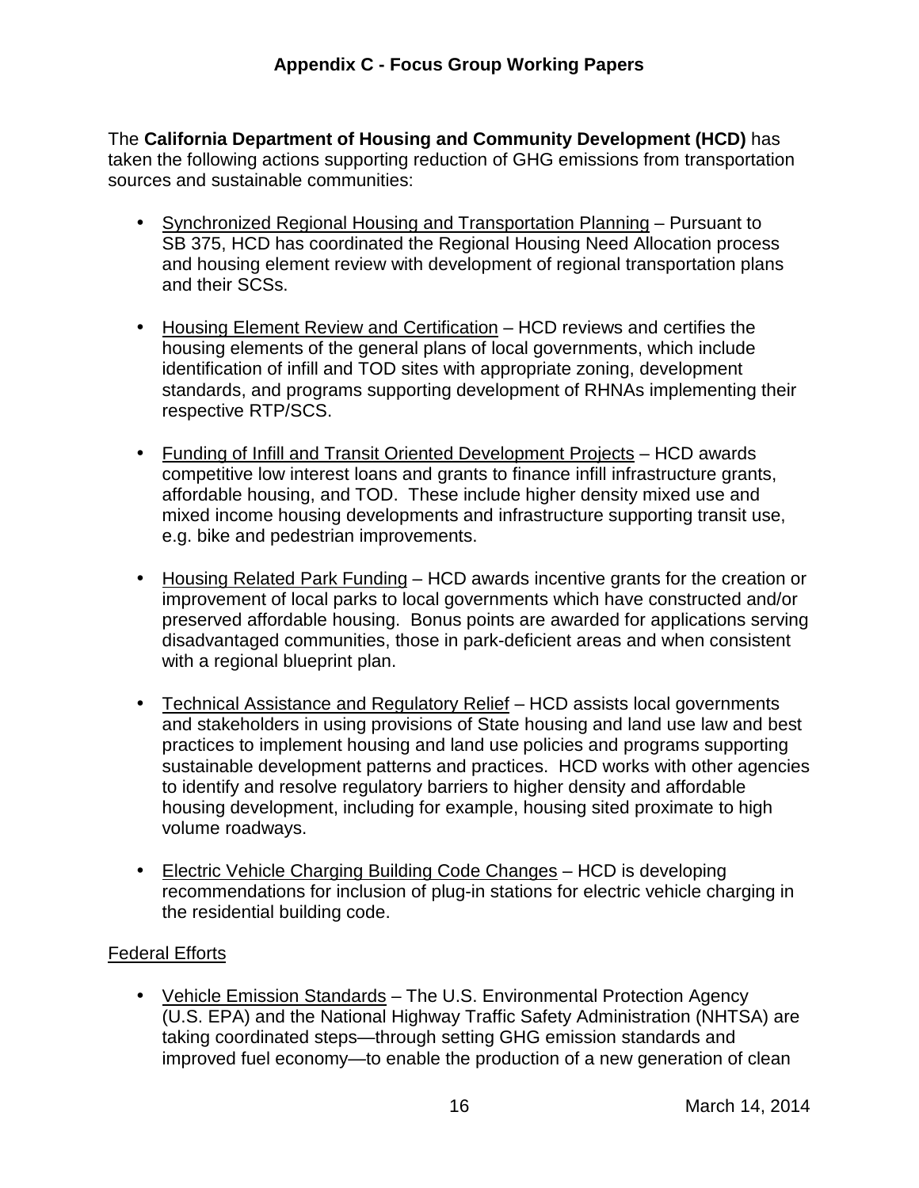The **California Department of Housing and Community Development (HCD)** has taken the following actions supporting reduction of GHG emissions from transportation sources and sustainable communities:

- Synchronized Regional Housing and Transportation Planning – Pursuant to SB 375, HCD has coordinated the Regional Housing Need Allocation process and housing element review with development of regional transportation plans and their SCSs.

- Housing Element Review and Certification – HCD reviews and certifies the housing elements of the general plans of local governments, which include identification of infill and TOD sites with appropriate zoning, development standards, and programs supporting development of RHNAs implementing their respective RTP/SCS.

- Funding of Infill and Transit Oriented Development Projects – HCD awards competitive low interest loans and grants to finance infill infrastructure grants, affordable housing, and TOD. These include higher density mixed use and mixed income housing developments and infrastructure supporting transit use, e.g. bike and pedestrian improvements.

- Housing Related Park Funding – HCD awards incentive grants for the creation or improvement of local parks to local governments which have constructed and/or preserved affordable housing. Bonus points are awarded for applications serving disadvantaged communities, those in park-deficient areas and when consistent with a regional blueprint plan.

- Technical Assistance and Regulatory Relief – HCD assists local governments and stakeholders in using provisions of State housing and land use law and best practices to implement housing and land use policies and programs supporting sustainable development patterns and practices. HCD works with other agencies to identify and resolve regulatory barriers to higher density and affordable housing development, including for example, housing sited proximate to high volume roadways.

- Electric Vehicle Charging Building Code Changes – HCD is developing recommendations for inclusion of plug-in stations for electric vehicle charging in the residential building code.

Federal Efforts

- Vehicle Emission Standards – The U.S. Environmental Protection Agency (U.S. EPA) and the National Highway Traffic Safety Administration (NHTSA) are taking coordinated steps—through setting GHG emission standards and improved fuel economy—to enable the production of a new generation of clean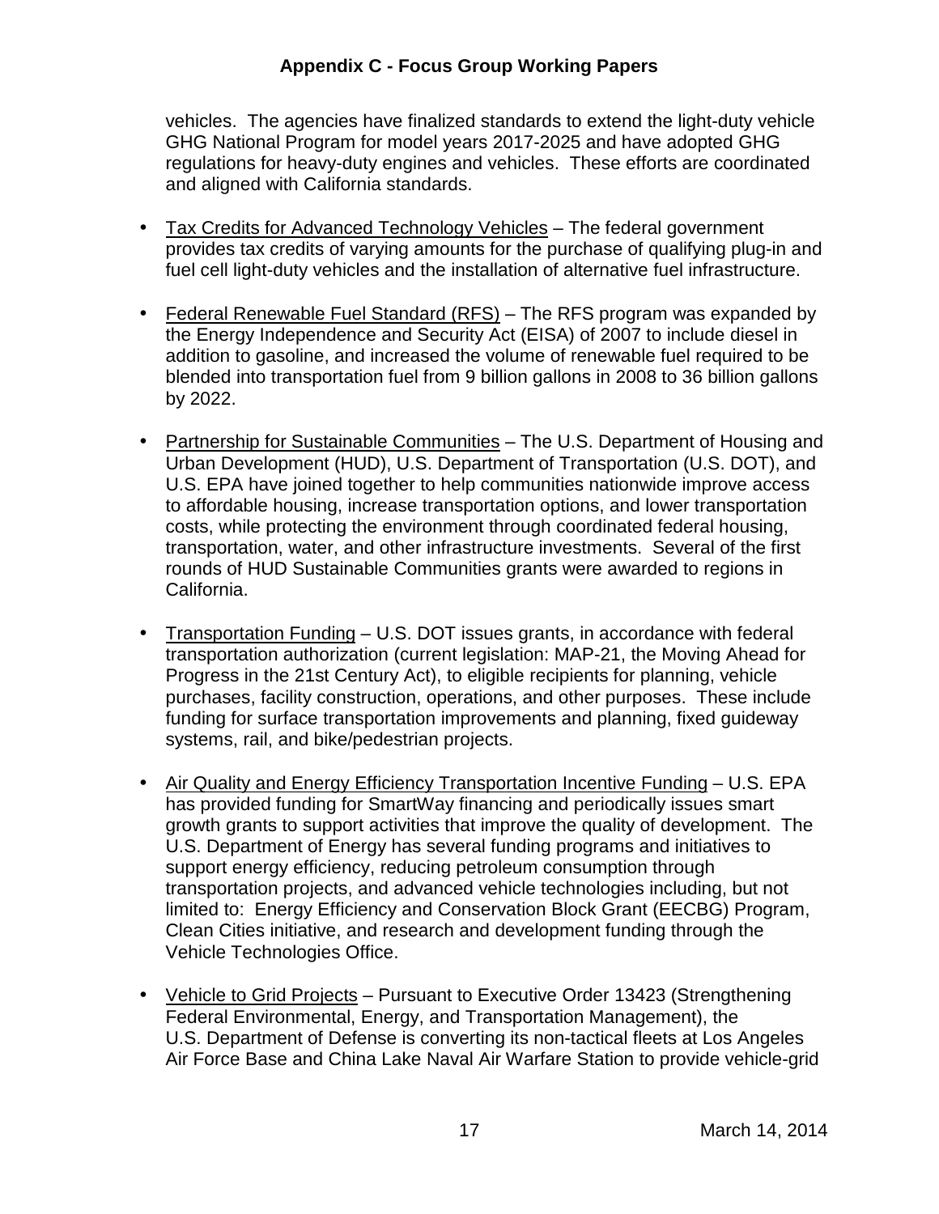vehicles. The agencies have finalized standards to extend the light-duty vehicle GHG National Program for model years 2017-2025 and have adopted GHG regulations for heavy-duty engines and vehicles. These efforts are coordinated and aligned with California standards.

- Tax Credits for Advanced Technology Vehicles – The federal government provides tax credits of varying amounts for the purchase of qualifying plug-in and fuel cell light-duty vehicles and the installation of alternative fuel infrastructure.

- Federal Renewable Fuel Standard (RFS) – The RFS program was expanded by the Energy Independence and Security Act (EISA) of 2007 to include diesel in addition to gasoline, and increased the volume of renewable fuel required to be blended into transportation fuel from 9 billion gallons in 2008 to 36 billion gallons by 2022.

- Partnership for Sustainable Communities – The U.S. Department of Housing and Urban Development (HUD), U.S. Department of Transportation (U.S. DOT), and U.S. EPA have joined together to help communities nationwide improve access to affordable housing, increase transportation options, and lower transportation costs, while protecting the environment through coordinated federal housing, transportation, water, and other infrastructure investments. Several of the first rounds of HUD Sustainable Communities grants were awarded to regions in California.

- Transportation Funding – U.S. DOT issues grants, in accordance with federal transportation authorization (current legislation: MAP-21, the Moving Ahead for Progress in the 21st Century Act), to eligible recipients for planning, vehicle purchases, facility construction, operations, and other purposes. These include funding for surface transportation improvements and planning, fixed guideway systems, rail, and bike/pedestrian projects.

- Air Quality and Energy Efficiency Transportation Incentive Funding – U.S. EPA has provided funding for SmartWay financing and periodically issues smart growth grants to support activities that improve the quality of development. The U.S. Department of Energy has several funding programs and initiatives to support energy efficiency, reducing petroleum consumption through transportation projects, and advanced vehicle technologies including, but not limited to: Energy Efficiency and Conservation Block Grant (EECBG) Program, Clean Cities initiative, and research and development funding through the Vehicle Technologies Office.

- Vehicle to Grid Projects – Pursuant to Executive Order 13423 (Strengthening Federal Environmental, Energy, and Transportation Management), the U.S. Department of Defense is converting its non-tactical fleets at Los Angeles Air Force Base and China Lake Naval Air Warfare Station to provide vehicle-grid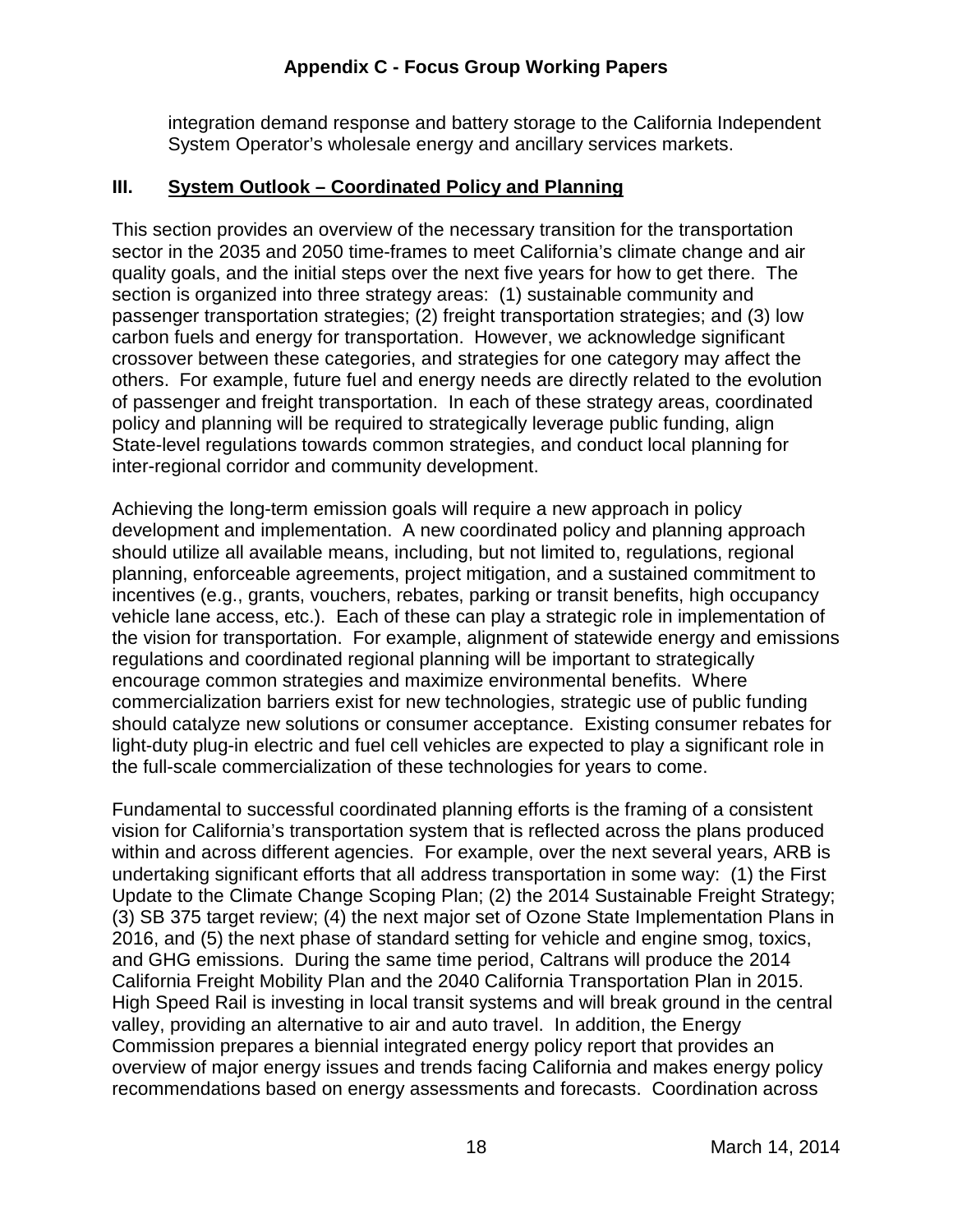integration demand response and battery storage to the California Independent System Operator's wholesale energy and ancillary services markets.

## III. System Outlook – Coordinated Policy and Planning

This section provides an overview of the necessary transition for the transportation sector in the 2035 and 2050 time-frames to meet California's climate change and air quality goals, and the initial steps over the next five years for how to get there. The section is organized into three strategy areas: (1) sustainable community and passenger transportation strategies; (2) freight transportation strategies; and (3) low carbon fuels and energy for transportation. However, we acknowledge significant crossover between these categories, and strategies for one category may affect the others. For example, future fuel and energy needs are directly related to the evolution of passenger and freight transportation. In each of these strategy areas, coordinated policy and planning will be required to strategically leverage public funding, align State-level regulations towards common strategies, and conduct local planning for inter-regional corridor and community development.

Achieving the long-term emission goals will require a new approach in policy development and implementation. A new coordinated policy and planning approach should utilize all available means, including, but not limited to, regulations, regional planning, enforceable agreements, project mitigation, and a sustained commitment to incentives (e.g., grants, vouchers, rebates, parking or transit benefits, high occupancy vehicle lane access, etc.). Each of these can play a strategic role in implementation of the vision for transportation. For example, alignment of statewide energy and emissions regulations and coordinated regional planning will be important to strategically encourage common strategies and maximize environmental benefits. Where commercialization barriers exist for new technologies, strategic use of public funding should catalyze new solutions or consumer acceptance. Existing consumer rebates for light-duty plug-in electric and fuel cell vehicles are expected to play a significant role in the full-scale commercialization of these technologies for years to come.

Fundamental to successful coordinated planning efforts is the framing of a consistent vision for California's transportation system that is reflected across the plans produced within and across different agencies. For example, over the next several years, ARB is undertaking significant efforts that all address transportation in some way: (1) the First Update to the Climate Change Scoping Plan; (2) the 2014 Sustainable Freight Strategy; (3) SB 375 target review; (4) the next major set of Ozone State Implementation Plans in 2016, and (5) the next phase of standard setting for vehicle and engine smog, toxics, and GHG emissions. During the same time period, Caltrans will produce the 2014 California Freight Mobility Plan and the 2040 California Transportation Plan in 2015. High Speed Rail is investing in local transit systems and will break ground in the central valley, providing an alternative to air and auto travel. In addition, the Energy Commission prepares a biennial integrated energy policy report that provides an overview of major energy issues and trends facing California and makes energy policy recommendations based on energy assessments and forecasts. Coordination across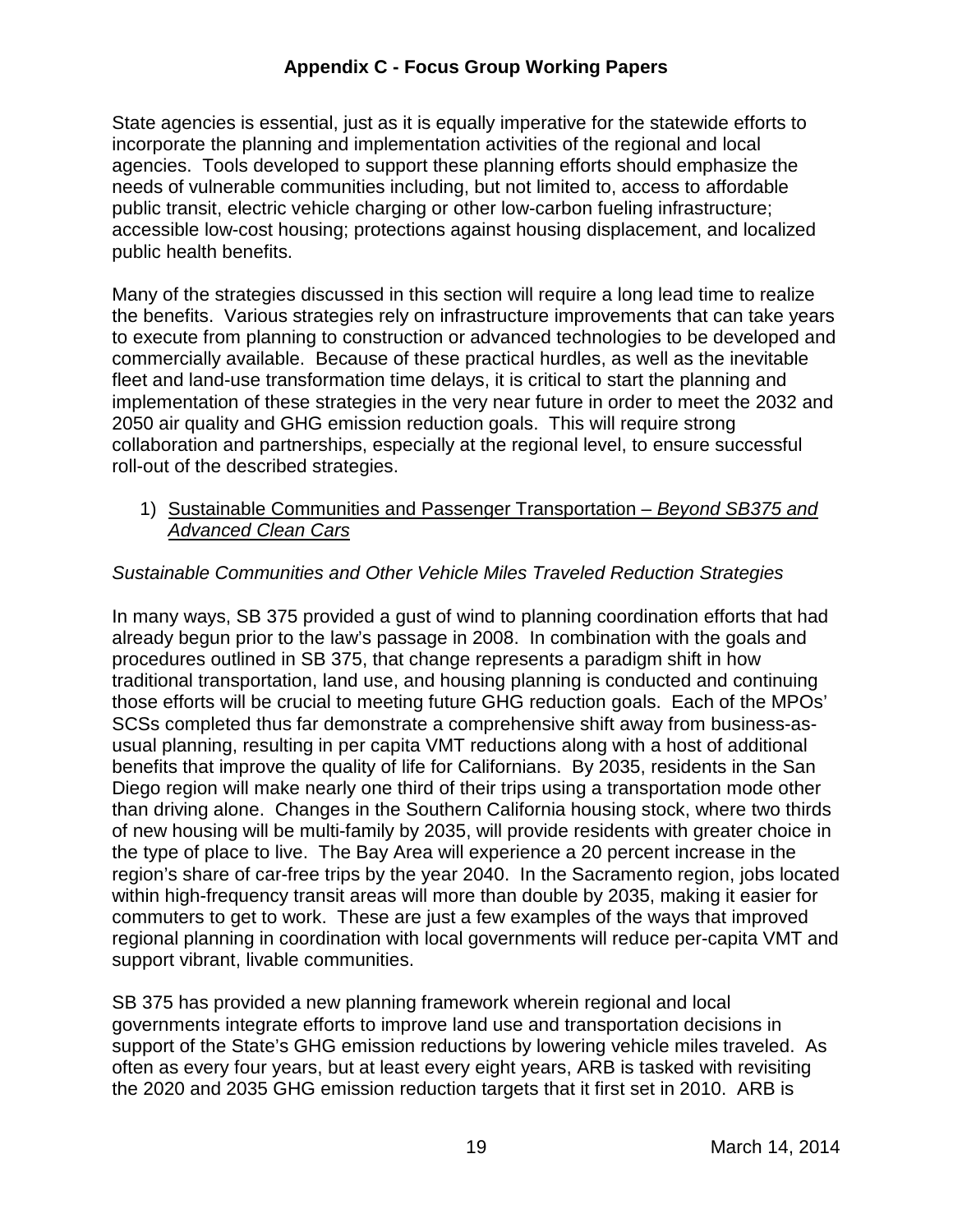State agencies is essential, just as it is equally imperative for the statewide efforts to incorporate the planning and implementation activities of the regional and local agencies. Tools developed to support these planning efforts should emphasize the needs of vulnerable communities including, but not limited to, access to affordable public transit, electric vehicle charging or other low-carbon fueling infrastructure; accessible low-cost housing; protections against housing displacement, and localized public health benefits.

Many of the strategies discussed in this section will require a long lead time to realize the benefits. Various strategies rely on infrastructure improvements that can take years to execute from planning to construction or advanced technologies to be developed and commercially available. Because of these practical hurdles, as well as the inevitable fleet and land-use transformation time delays, it is critical to start the planning and implementation of these strategies in the very near future in order to meet the 2032 and 2050 air quality and GHG emission reduction goals. This will require strong collaboration and partnerships, especially at the regional level, to ensure successful roll-out of the described strategies.

1) Sustainable Communities and Passenger Transportation – *Beyond SB375 and Advanced Clean Cars*

*Sustainable Communities and Other Vehicle Miles Traveled Reduction Strategies*

In many ways, SB 375 provided a gust of wind to planning coordination efforts that had already begun prior to the law's passage in 2008. In combination with the goals and procedures outlined in SB 375, that change represents a paradigm shift in how traditional transportation, land use, and housing planning is conducted and continuing those efforts will be crucial to meeting future GHG reduction goals. Each of the MPOs' SCSs completed thus far demonstrate a comprehensive shift away from business-as-usual planning, resulting in per capita VMT reductions along with a host of additional benefits that improve the quality of life for Californians. By 2035, residents in the San Diego region will make nearly one third of their trips using a transportation mode other than driving alone. Changes in the Southern California housing stock, where two thirds of new housing will be multi-family by 2035, will provide residents with greater choice in the type of place to live. The Bay Area will experience a 20 percent increase in the region's share of car-free trips by the year 2040. In the Sacramento region, jobs located within high-frequency transit areas will more than double by 2035, making it easier for commuters to get to work. These are just a few examples of the ways that improved regional planning in coordination with local governments will reduce per-capita VMT and support vibrant, livable communities.

SB 375 has provided a new planning framework wherein regional and local governments integrate efforts to improve land use and transportation decisions in support of the State's GHG emission reductions by lowering vehicle miles traveled. As often as every four years, but at least every eight years, ARB is tasked with revisiting the 2020 and 2035 GHG emission reduction targets that it first set in 2010. ARB is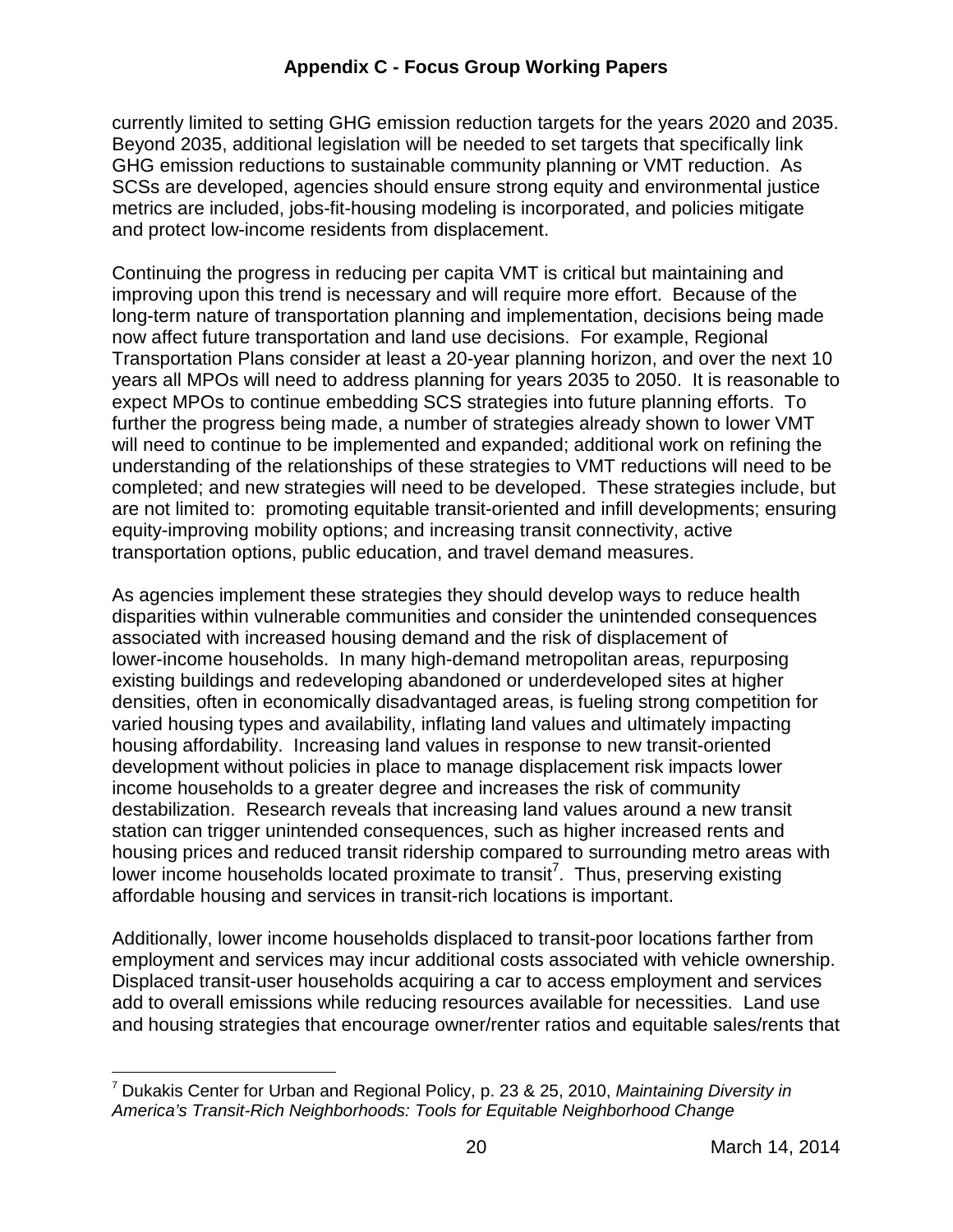currently limited to setting GHG emission reduction targets for the years 2020 and 2035. Beyond 2035, additional legislation will be needed to set targets that specifically link GHG emission reductions to sustainable community planning or VMT reduction. As SCSs are developed, agencies should ensure strong equity and environmental justice metrics are included, jobs-fit-housing modeling is incorporated, and policies mitigate and protect low-income residents from displacement.

Continuing the progress in reducing per capita VMT is critical but maintaining and improving upon this trend is necessary and will require more effort. Because of the long-term nature of transportation planning and implementation, decisions being made now affect future transportation and land use decisions. For example, Regional Transportation Plans consider at least a 20-year planning horizon, and over the next 10 years all MPOs will need to address planning for years 2035 to 2050. It is reasonable to expect MPOs to continue embedding SCS strategies into future planning efforts. To further the progress being made, a number of strategies already shown to lower VMT will need to continue to be implemented and expanded; additional work on refining the understanding of the relationships of these strategies to VMT reductions will need to be completed; and new strategies will need to be developed. These strategies include, but are not limited to: promoting equitable transit-oriented and infill developments; ensuring equity-improving mobility options; and increasing transit connectivity, active transportation options, public education, and travel demand measures.

As agencies implement these strategies they should develop ways to reduce health disparities within vulnerable communities and consider the unintended consequences associated with increased housing demand and the risk of displacement of lower-income households. In many high-demand metropolitan areas, repurposing existing buildings and redeveloping abandoned or underdeveloped sites at higher densities, often in economically disadvantaged areas, is fueling strong competition for varied housing types and availability, inflating land values and ultimately impacting housing affordability. Increasing land values in response to new transit-oriented development without policies in place to manage displacement risk impacts lower income households to a greater degree and increases the risk of community destabilization. Research reveals that increasing land values around a new transit station can trigger unintended consequences, such as higher increased rents and housing prices and reduced transit ridership compared to surrounding metro areas with lower income households located proximate to transit[7]. Thus, preserving existing affordable housing and services in transit-rich locations is important.

Additionally, lower income households displaced to transit-poor locations farther from employment and services may incur additional costs associated with vehicle ownership. Displaced transit-user households acquiring a car to access employment and services add to overall emissions while reducing resources available for necessities. Land use and housing strategies that encourage owner/renter ratios and equitable sales/rents that

[7] Dukakis Center for Urban and Regional Policy, p. 23 & 25, 2010, *Maintaining Diversity in America's Transit-Rich Neighborhoods: Tools for Equitable Neighborhood Change*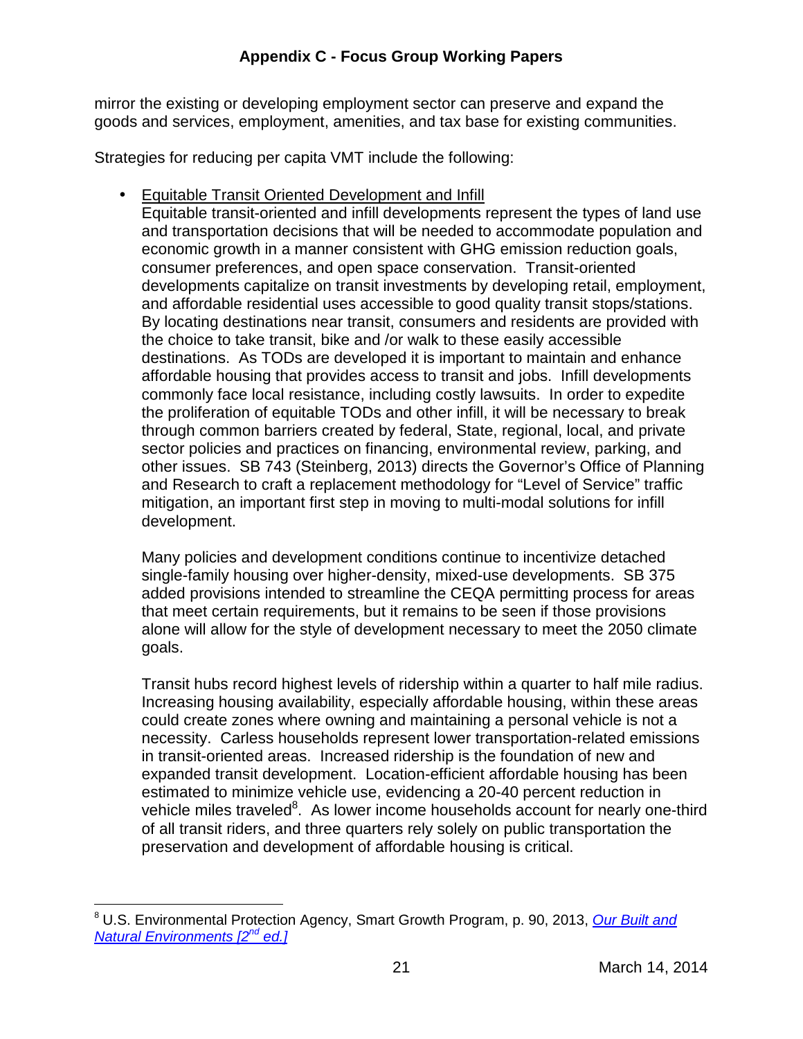mirror the existing or developing employment sector can preserve and expand the goods and services, employment, amenities, and tax base for existing communities.

Strategies for reducing per capita VMT include the following:

- Equitable Transit Oriented Development and Infill
  Equitable transit-oriented and infill developments represent the types of land use and transportation decisions that will be needed to accommodate population and economic growth in a manner consistent with GHG emission reduction goals, consumer preferences, and open space conservation. Transit-oriented developments capitalize on transit investments by developing retail, employment, and affordable residential uses accessible to good quality transit stops/stations. By locating destinations near transit, consumers and residents are provided with the choice to take transit, bike and /or walk to these easily accessible destinations. As TODs are developed it is important to maintain and enhance affordable housing that provides access to transit and jobs. Infill developments commonly face local resistance, including costly lawsuits. In order to expedite the proliferation of equitable TODs and other infill, it will be necessary to break through common barriers created by federal, State, regional, local, and private sector policies and practices on financing, environmental review, parking, and other issues. SB 743 (Steinberg, 2013) directs the Governor's Office of Planning and Research to craft a replacement methodology for "Level of Service" traffic mitigation, an important first step in moving to multi-modal solutions for infill development.

  Many policies and development conditions continue to incentivize detached single-family housing over higher-density, mixed-use developments. SB 375 added provisions intended to streamline the CEQA permitting process for areas that meet certain requirements, but it remains to be seen if those provisions alone will allow for the style of development necessary to meet the 2050 climate goals.

  Transit hubs record highest levels of ridership within a quarter to half mile radius. Increasing housing availability, especially affordable housing, within these areas could create zones where owning and maintaining a personal vehicle is not a necessity. Carless households represent lower transportation-related emissions in transit-oriented areas. Increased ridership is the foundation of new and expanded transit development. Location-efficient affordable housing has been estimated to minimize vehicle use, evidencing a 20-40 percent reduction in vehicle miles traveled[8]. As lower income households account for nearly one-third of all transit riders, and three quarters rely solely on public transportation the preservation and development of affordable housing is critical.

---

[8] U.S. Environmental Protection Agency, Smart Growth Program, p. 90, 2013, *Our Built and Natural Environments [2nd ed.]*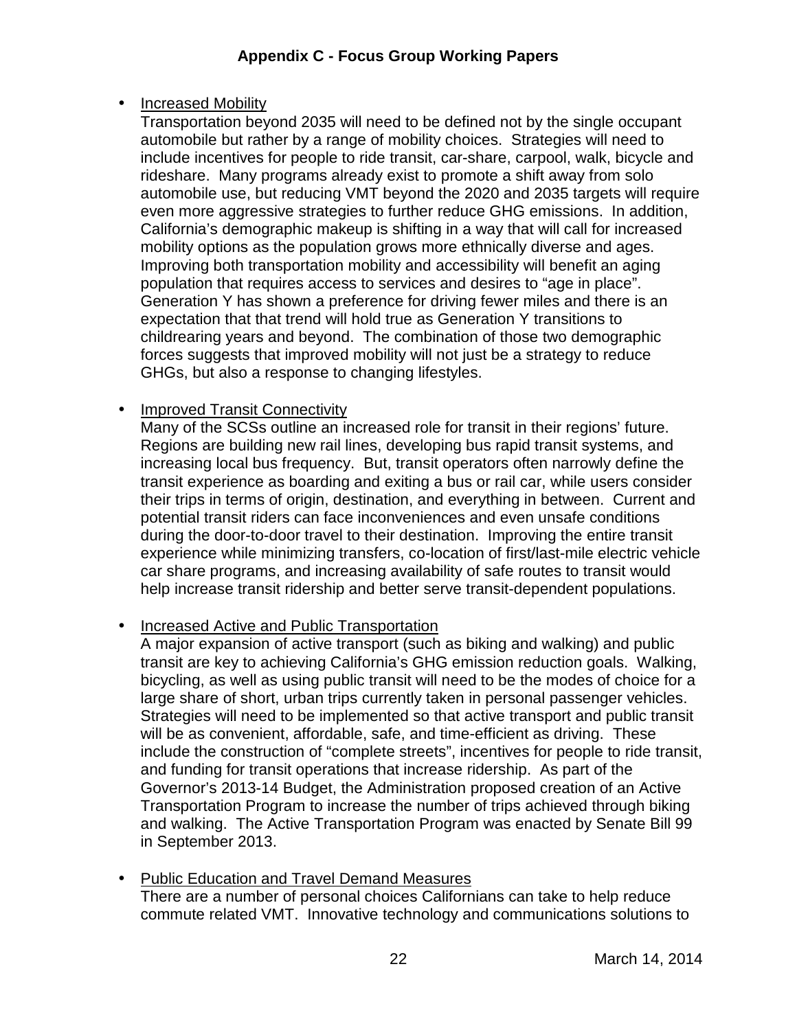- Increased Mobility

  Transportation beyond 2035 will need to be defined not by the single occupant automobile but rather by a range of mobility choices. Strategies will need to include incentives for people to ride transit, car-share, carpool, walk, bicycle and rideshare. Many programs already exist to promote a shift away from solo automobile use, but reducing VMT beyond the 2020 and 2035 targets will require even more aggressive strategies to further reduce GHG emissions. In addition, California's demographic makeup is shifting in a way that will call for increased mobility options as the population grows more ethnically diverse and ages. Improving both transportation mobility and accessibility will benefit an aging population that requires access to services and desires to "age in place". Generation Y has shown a preference for driving fewer miles and there is an expectation that that trend will hold true as Generation Y transitions to childrearing years and beyond. The combination of those two demographic forces suggests that improved mobility will not just be a strategy to reduce GHGs, but also a response to changing lifestyles.

- Improved Transit Connectivity

  Many of the SCSs outline an increased role for transit in their regions' future. Regions are building new rail lines, developing bus rapid transit systems, and increasing local bus frequency. But, transit operators often narrowly define the transit experience as boarding and exiting a bus or rail car, while users consider their trips in terms of origin, destination, and everything in between. Current and potential transit riders can face inconveniences and even unsafe conditions during the door-to-door travel to their destination. Improving the entire transit experience while minimizing transfers, co-location of first/last-mile electric vehicle car share programs, and increasing availability of safe routes to transit would help increase transit ridership and better serve transit-dependent populations.

- Increased Active and Public Transportation

  A major expansion of active transport (such as biking and walking) and public transit are key to achieving California's GHG emission reduction goals. Walking, bicycling, as well as using public transit will need to be the modes of choice for a large share of short, urban trips currently taken in personal passenger vehicles. Strategies will need to be implemented so that active transport and public transit will be as convenient, affordable, safe, and time-efficient as driving. These include the construction of "complete streets", incentives for people to ride transit, and funding for transit operations that increase ridership. As part of the Governor's 2013-14 Budget, the Administration proposed creation of an Active Transportation Program to increase the number of trips achieved through biking and walking. The Active Transportation Program was enacted by Senate Bill 99 in September 2013.

- Public Education and Travel Demand Measures

  There are a number of personal choices Californians can take to help reduce commute related VMT. Innovative technology and communications solutions to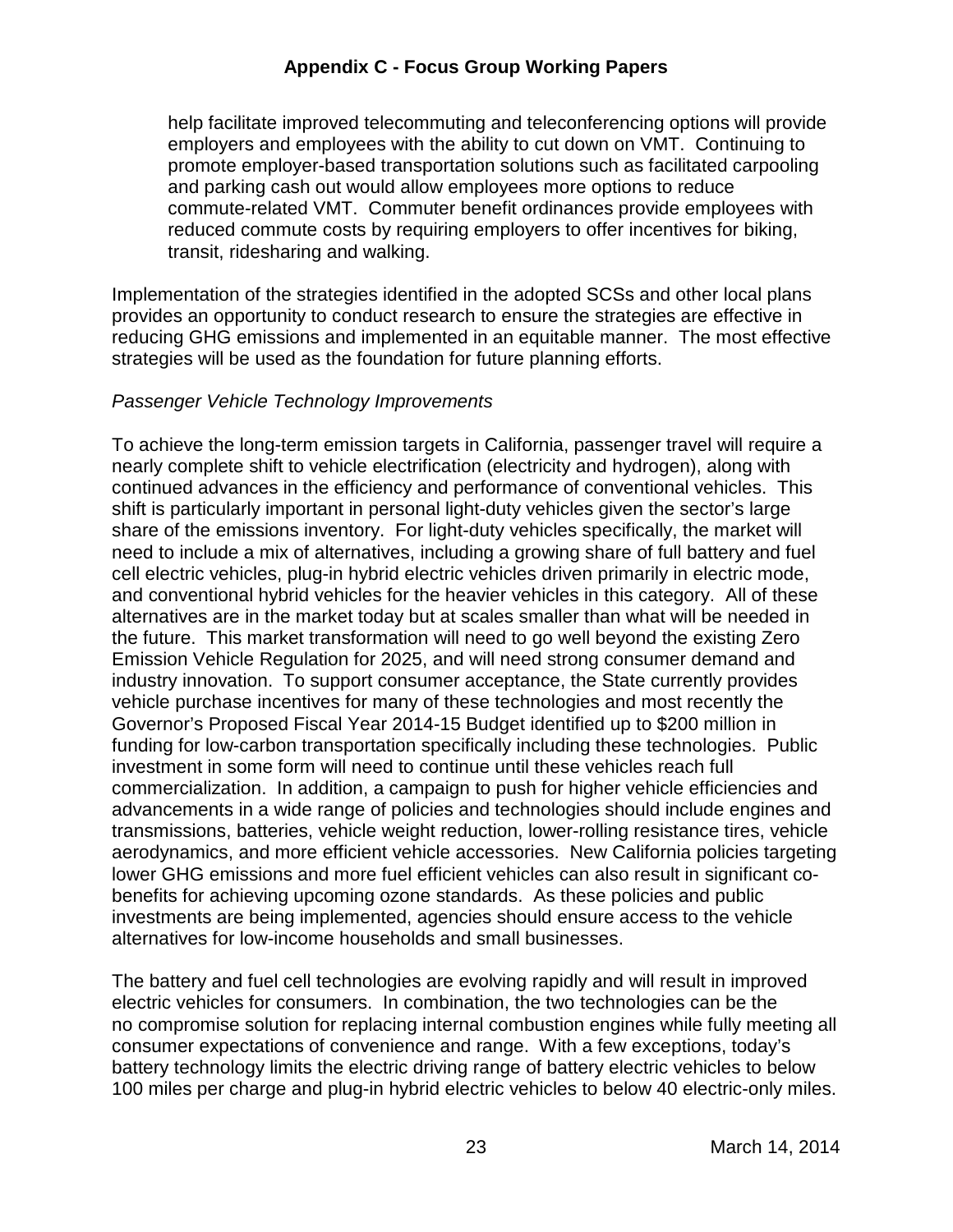help facilitate improved telecommuting and teleconferencing options will provide employers and employees with the ability to cut down on VMT. Continuing to promote employer-based transportation solutions such as facilitated carpooling and parking cash out would allow employees more options to reduce commute-related VMT. Commuter benefit ordinances provide employees with reduced commute costs by requiring employers to offer incentives for biking, transit, ridesharing and walking.

Implementation of the strategies identified in the adopted SCSs and other local plans provides an opportunity to conduct research to ensure the strategies are effective in reducing GHG emissions and implemented in an equitable manner. The most effective strategies will be used as the foundation for future planning efforts.

*Passenger Vehicle Technology Improvements*

To achieve the long-term emission targets in California, passenger travel will require a nearly complete shift to vehicle electrification (electricity and hydrogen), along with continued advances in the efficiency and performance of conventional vehicles. This shift is particularly important in personal light-duty vehicles given the sector's large share of the emissions inventory. For light-duty vehicles specifically, the market will need to include a mix of alternatives, including a growing share of full battery and fuel cell electric vehicles, plug-in hybrid electric vehicles driven primarily in electric mode, and conventional hybrid vehicles for the heavier vehicles in this category. All of these alternatives are in the market today but at scales smaller than what will be needed in the future. This market transformation will need to go well beyond the existing Zero Emission Vehicle Regulation for 2025, and will need strong consumer demand and industry innovation. To support consumer acceptance, the State currently provides vehicle purchase incentives for many of these technologies and most recently the Governor's Proposed Fiscal Year 2014-15 Budget identified up to $200 million in funding for low-carbon transportation specifically including these technologies. Public investment in some form will need to continue until these vehicles reach full commercialization. In addition, a campaign to push for higher vehicle efficiencies and advancements in a wide range of policies and technologies should include engines and transmissions, batteries, vehicle weight reduction, lower-rolling resistance tires, vehicle aerodynamics, and more efficient vehicle accessories. New California policies targeting lower GHG emissions and more fuel efficient vehicles can also result in significant co-benefits for achieving upcoming ozone standards. As these policies and public investments are being implemented, agencies should ensure access to the vehicle alternatives for low-income households and small businesses.

The battery and fuel cell technologies are evolving rapidly and will result in improved electric vehicles for consumers. In combination, the two technologies can be the no compromise solution for replacing internal combustion engines while fully meeting all consumer expectations of convenience and range. With a few exceptions, today's battery technology limits the electric driving range of battery electric vehicles to below 100 miles per charge and plug-in hybrid electric vehicles to below 40 electric-only miles.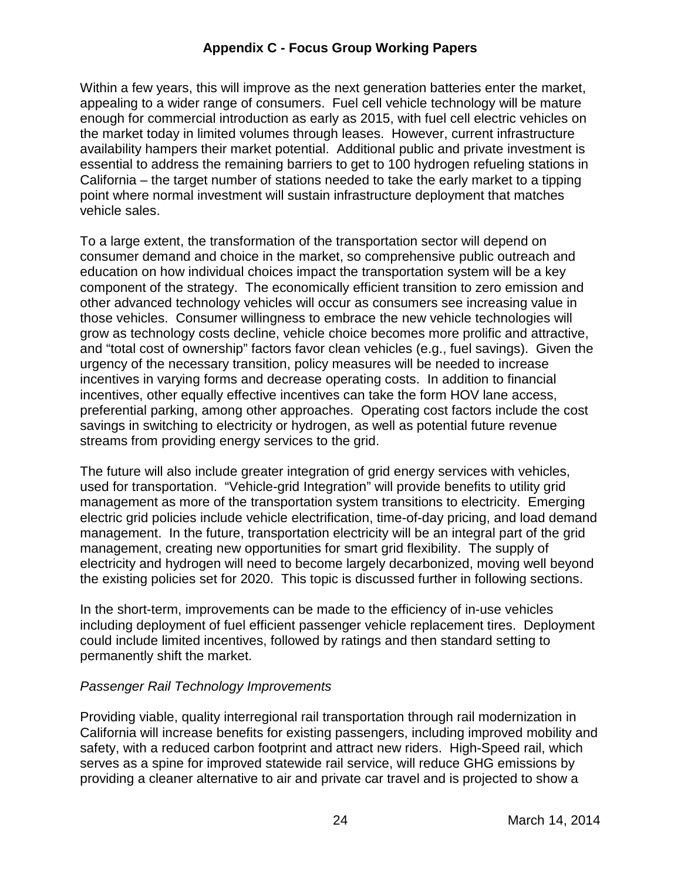Within a few years, this will improve as the next generation batteries enter the market, appealing to a wider range of consumers. Fuel cell vehicle technology will be mature enough for commercial introduction as early as 2015, with fuel cell electric vehicles on the market today in limited volumes through leases. However, current infrastructure availability hampers their market potential. Additional public and private investment is essential to address the remaining barriers to get to 100 hydrogen refueling stations in California – the target number of stations needed to take the early market to a tipping point where normal investment will sustain infrastructure deployment that matches vehicle sales.

To a large extent, the transformation of the transportation sector will depend on consumer demand and choice in the market, so comprehensive public outreach and education on how individual choices impact the transportation system will be a key component of the strategy. The economically efficient transition to zero emission and other advanced technology vehicles will occur as consumers see increasing value in those vehicles. Consumer willingness to embrace the new vehicle technologies will grow as technology costs decline, vehicle choice becomes more prolific and attractive, and "total cost of ownership" factors favor clean vehicles (e.g., fuel savings). Given the urgency of the necessary transition, policy measures will be needed to increase incentives in varying forms and decrease operating costs. In addition to financial incentives, other equally effective incentives can take the form HOV lane access, preferential parking, among other approaches. Operating cost factors include the cost savings in switching to electricity or hydrogen, as well as potential future revenue streams from providing energy services to the grid.

The future will also include greater integration of grid energy services with vehicles, used for transportation. "Vehicle-grid Integration" will provide benefits to utility grid management as more of the transportation system transitions to electricity. Emerging electric grid policies include vehicle electrification, time-of-day pricing, and load demand management. In the future, transportation electricity will be an integral part of the grid management, creating new opportunities for smart grid flexibility. The supply of electricity and hydrogen will need to become largely decarbonized, moving well beyond the existing policies set for 2020. This topic is discussed further in following sections.

In the short-term, improvements can be made to the efficiency of in-use vehicles including deployment of fuel efficient passenger vehicle replacement tires. Deployment could include limited incentives, followed by ratings and then standard setting to permanently shift the market.

*Passenger Rail Technology Improvements*

Providing viable, quality interregional rail transportation through rail modernization in California will increase benefits for existing passengers, including improved mobility and safety, with a reduced carbon footprint and attract new riders. High-Speed rail, which serves as a spine for improved statewide rail service, will reduce GHG emissions by providing a cleaner alternative to air and private car travel and is projected to show a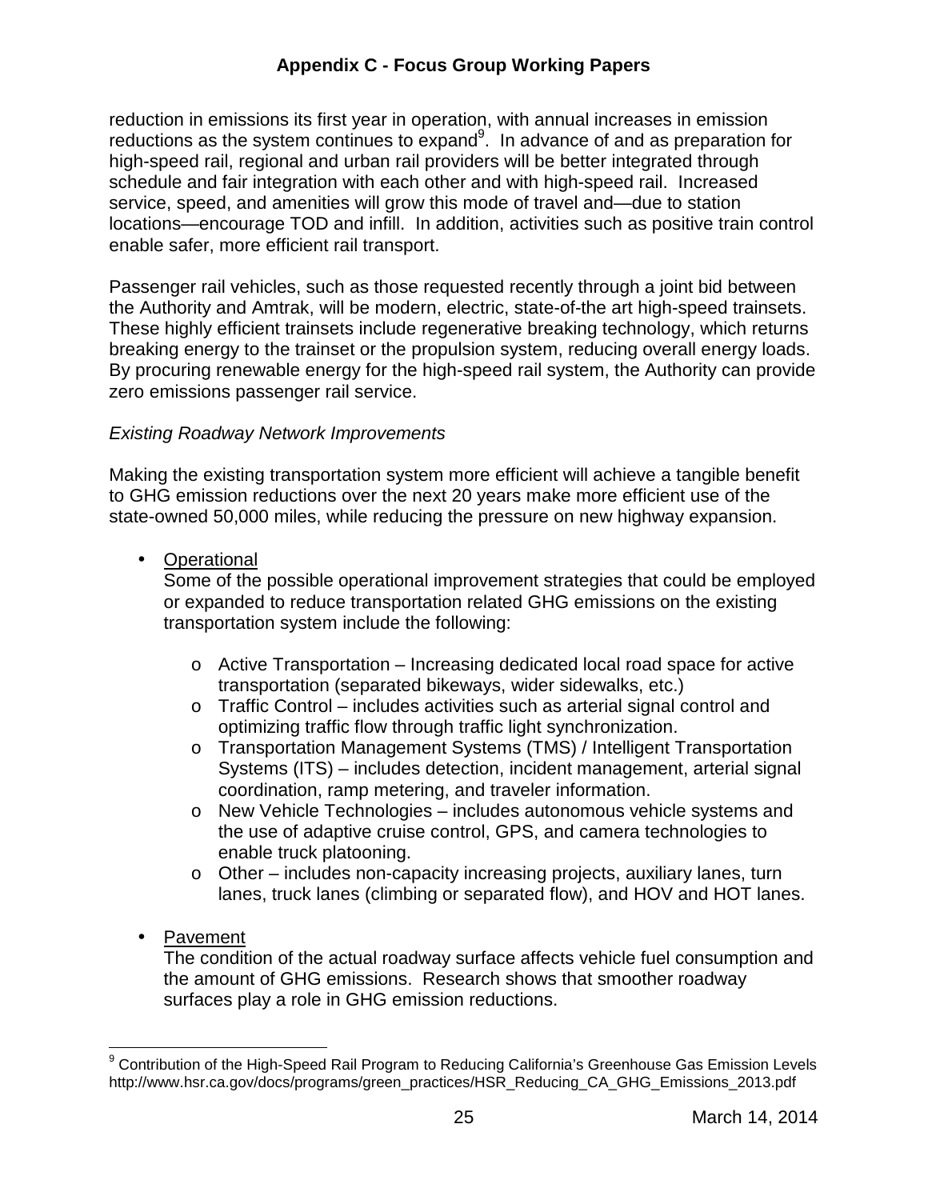reduction in emissions its first year in operation, with annual increases in emission reductions as the system continues to expand[9]. In advance of and as preparation for high-speed rail, regional and urban rail providers will be better integrated through schedule and fair integration with each other and with high-speed rail. Increased service, speed, and amenities will grow this mode of travel and—due to station locations—encourage TOD and infill. In addition, activities such as positive train control enable safer, more efficient rail transport.

Passenger rail vehicles, such as those requested recently through a joint bid between the Authority and Amtrak, will be modern, electric, state-of-the art high-speed trainsets. These highly efficient trainsets include regenerative breaking technology, which returns breaking energy to the trainset or the propulsion system, reducing overall energy loads. By procuring renewable energy for the high-speed rail system, the Authority can provide zero emissions passenger rail service.

*Existing Roadway Network Improvements*

Making the existing transportation system more efficient will achieve a tangible benefit to GHG emission reductions over the next 20 years make more efficient use of the state-owned 50,000 miles, while reducing the pressure on new highway expansion.

- Operational
  Some of the possible operational improvement strategies that could be employed or expanded to reduce transportation related GHG emissions on the existing transportation system include the following:
  - Active Transportation – Increasing dedicated local road space for active transportation (separated bikeways, wider sidewalks, etc.)
  - Traffic Control – includes activities such as arterial signal control and optimizing traffic flow through traffic light synchronization.
  - Transportation Management Systems (TMS) / Intelligent Transportation Systems (ITS) – includes detection, incident management, arterial signal coordination, ramp metering, and traveler information.
  - New Vehicle Technologies – includes autonomous vehicle systems and the use of adaptive cruise control, GPS, and camera technologies to enable truck platooning.
  - Other – includes non-capacity increasing projects, auxiliary lanes, turn lanes, truck lanes (climbing or separated flow), and HOV and HOT lanes.
- Pavement
  The condition of the actual roadway surface affects vehicle fuel consumption and the amount of GHG emissions. Research shows that smoother roadway surfaces play a role in GHG emission reductions.

[9] Contribution of the High-Speed Rail Program to Reducing California's Greenhouse Gas Emission Levels http://www.hsr.ca.gov/docs/programs/green_practices/HSR_Reducing_CA_GHG_Emissions_2013.pdf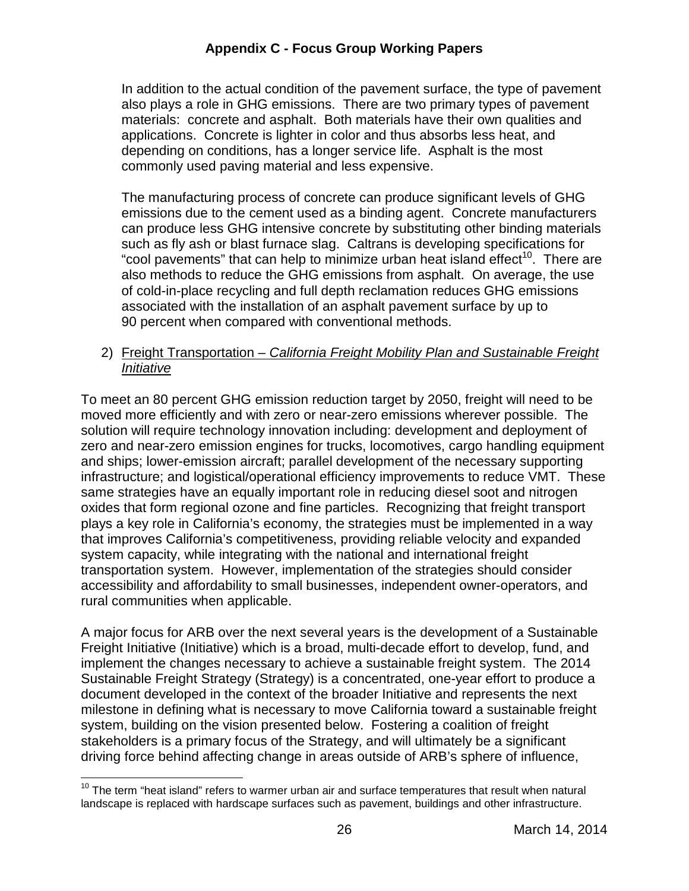In addition to the actual condition of the pavement surface, the type of pavement also plays a role in GHG emissions. There are two primary types of pavement materials: concrete and asphalt. Both materials have their own qualities and applications. Concrete is lighter in color and thus absorbs less heat, and depending on conditions, has a longer service life. Asphalt is the most commonly used paving material and less expensive.

The manufacturing process of concrete can produce significant levels of GHG emissions due to the cement used as a binding agent. Concrete manufacturers can produce less GHG intensive concrete by substituting other binding materials such as fly ash or blast furnace slag. Caltrans is developing specifications for "cool pavements" that can help to minimize urban heat island effect[10]. There are also methods to reduce the GHG emissions from asphalt. On average, the use of cold-in-place recycling and full depth reclamation reduces GHG emissions associated with the installation of an asphalt pavement surface by up to 90 percent when compared with conventional methods.

2) <u>Freight Transportation – *California Freight Mobility Plan and Sustainable Freight Initiative*</u>

To meet an 80 percent GHG emission reduction target by 2050, freight will need to be moved more efficiently and with zero or near-zero emissions wherever possible. The solution will require technology innovation including: development and deployment of zero and near-zero emission engines for trucks, locomotives, cargo handling equipment and ships; lower-emission aircraft; parallel development of the necessary supporting infrastructure; and logistical/operational efficiency improvements to reduce VMT. These same strategies have an equally important role in reducing diesel soot and nitrogen oxides that form regional ozone and fine particles. Recognizing that freight transport plays a key role in California's economy, the strategies must be implemented in a way that improves California's competitiveness, providing reliable velocity and expanded system capacity, while integrating with the national and international freight transportation system. However, implementation of the strategies should consider accessibility and affordability to small businesses, independent owner-operators, and rural communities when applicable.

A major focus for ARB over the next several years is the development of a Sustainable Freight Initiative (Initiative) which is a broad, multi-decade effort to develop, fund, and implement the changes necessary to achieve a sustainable freight system. The 2014 Sustainable Freight Strategy (Strategy) is a concentrated, one-year effort to produce a document developed in the context of the broader Initiative and represents the next milestone in defining what is necessary to move California toward a sustainable freight system, building on the vision presented below. Fostering a coalition of freight stakeholders is a primary focus of the Strategy, and will ultimately be a significant driving force behind affecting change in areas outside of ARB's sphere of influence,

---

[10] The term "heat island" refers to warmer urban air and surface temperatures that result when natural landscape is replaced with hardscape surfaces such as pavement, buildings and other infrastructure.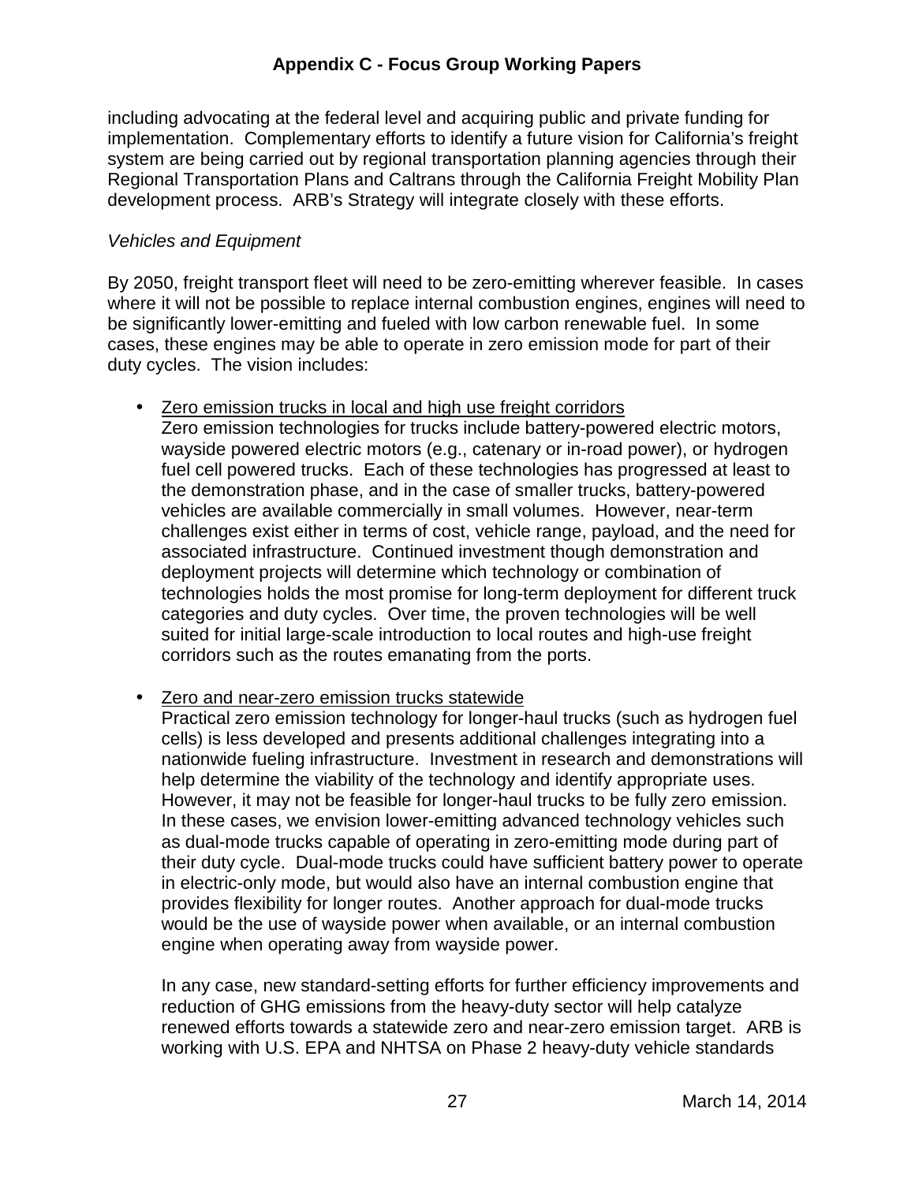including advocating at the federal level and acquiring public and private funding for implementation. Complementary efforts to identify a future vision for California's freight system are being carried out by regional transportation planning agencies through their Regional Transportation Plans and Caltrans through the California Freight Mobility Plan development process. ARB's Strategy will integrate closely with these efforts.

*Vehicles and Equipment*

By 2050, freight transport fleet will need to be zero-emitting wherever feasible. In cases where it will not be possible to replace internal combustion engines, engines will need to be significantly lower-emitting and fueled with low carbon renewable fuel. In some cases, these engines may be able to operate in zero emission mode for part of their duty cycles. The vision includes:

- <u>Zero emission trucks in local and high use freight corridors</u>
  Zero emission technologies for trucks include battery-powered electric motors, wayside powered electric motors (e.g., catenary or in-road power), or hydrogen fuel cell powered trucks. Each of these technologies has progressed at least to the demonstration phase, and in the case of smaller trucks, battery-powered vehicles are available commercially in small volumes. However, near-term challenges exist either in terms of cost, vehicle range, payload, and the need for associated infrastructure. Continued investment though demonstration and deployment projects will determine which technology or combination of technologies holds the most promise for long-term deployment for different truck categories and duty cycles. Over time, the proven technologies will be well suited for initial large-scale introduction to local routes and high-use freight corridors such as the routes emanating from the ports.

- <u>Zero and near-zero emission trucks statewide</u>
  Practical zero emission technology for longer-haul trucks (such as hydrogen fuel cells) is less developed and presents additional challenges integrating into a nationwide fueling infrastructure. Investment in research and demonstrations will help determine the viability of the technology and identify appropriate uses. However, it may not be feasible for longer-haul trucks to be fully zero emission. In these cases, we envision lower-emitting advanced technology vehicles such as dual-mode trucks capable of operating in zero-emitting mode during part of their duty cycle. Dual-mode trucks could have sufficient battery power to operate in electric-only mode, but would also have an internal combustion engine that provides flexibility for longer routes. Another approach for dual-mode trucks would be the use of wayside power when available, or an internal combustion engine when operating away from wayside power.

  In any case, new standard-setting efforts for further efficiency improvements and reduction of GHG emissions from the heavy-duty sector will help catalyze renewed efforts towards a statewide zero and near-zero emission target. ARB is working with U.S. EPA and NHTSA on Phase 2 heavy-duty vehicle standards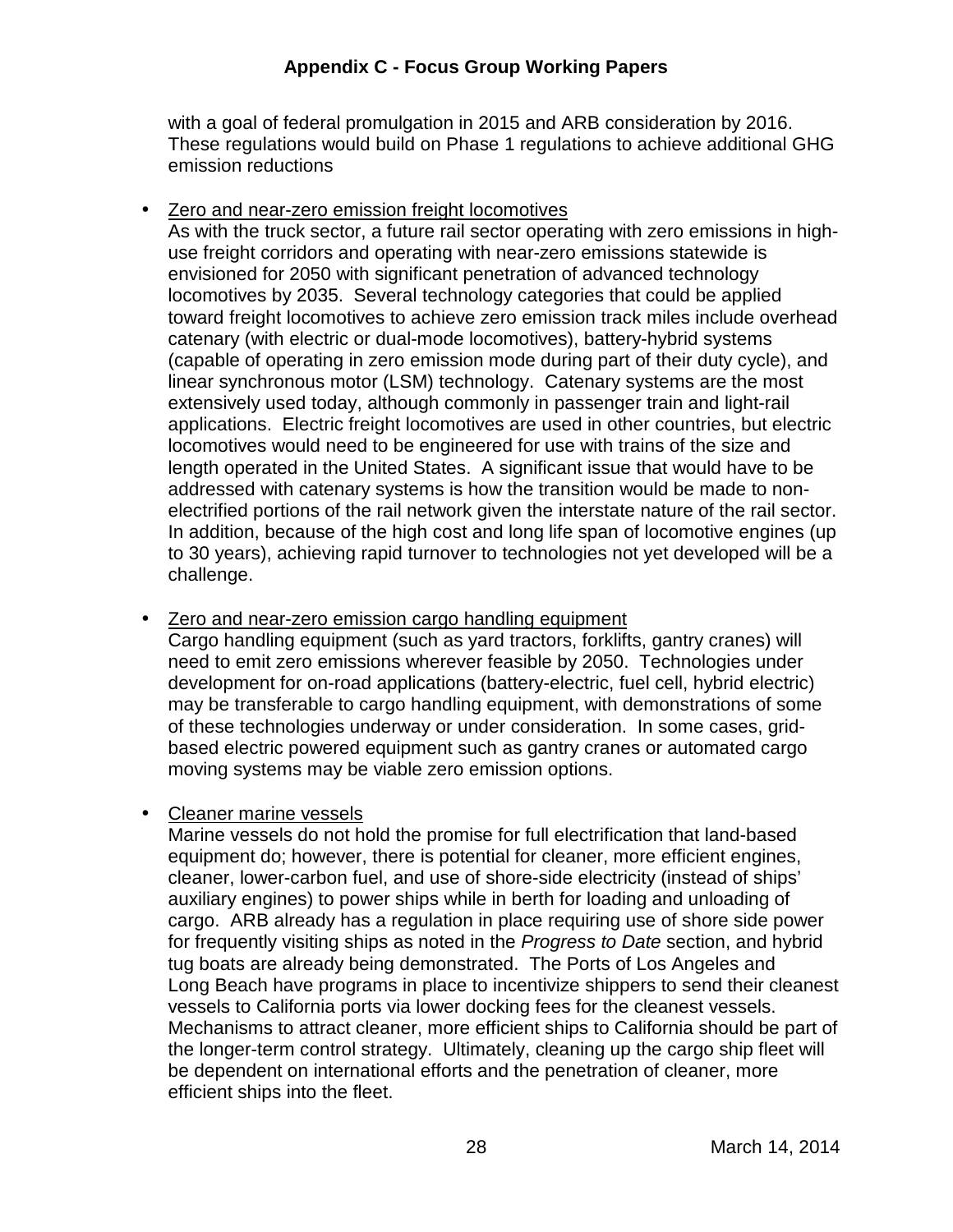with a goal of federal promulgation in 2015 and ARB consideration by 2016. These regulations would build on Phase 1 regulations to achieve additional GHG emission reductions

- Zero and near-zero emission freight locomotives
  As with the truck sector, a future rail sector operating with zero emissions in high-use freight corridors and operating with near-zero emissions statewide is envisioned for 2050 with significant penetration of advanced technology locomotives by 2035. Several technology categories that could be applied toward freight locomotives to achieve zero emission track miles include overhead catenary (with electric or dual-mode locomotives), battery-hybrid systems (capable of operating in zero emission mode during part of their duty cycle), and linear synchronous motor (LSM) technology. Catenary systems are the most extensively used today, although commonly in passenger train and light-rail applications. Electric freight locomotives are used in other countries, but electric locomotives would need to be engineered for use with trains of the size and length operated in the United States. A significant issue that would have to be addressed with catenary systems is how the transition would be made to non-electrified portions of the rail network given the interstate nature of the rail sector. In addition, because of the high cost and long life span of locomotive engines (up to 30 years), achieving rapid turnover to technologies not yet developed will be a challenge.

- Zero and near-zero emission cargo handling equipment
  Cargo handling equipment (such as yard tractors, forklifts, gantry cranes) will need to emit zero emissions wherever feasible by 2050. Technologies under development for on-road applications (battery-electric, fuel cell, hybrid electric) may be transferable to cargo handling equipment, with demonstrations of some of these technologies underway or under consideration. In some cases, grid-based electric powered equipment such as gantry cranes or automated cargo moving systems may be viable zero emission options.

- Cleaner marine vessels
  Marine vessels do not hold the promise for full electrification that land-based equipment do; however, there is potential for cleaner, more efficient engines, cleaner, lower-carbon fuel, and use of shore-side electricity (instead of ships' auxiliary engines) to power ships while in berth for loading and unloading of cargo. ARB already has a regulation in place requiring use of shore side power for frequently visiting ships as noted in the *Progress to Date* section, and hybrid tug boats are already being demonstrated. The Ports of Los Angeles and Long Beach have programs in place to incentivize shippers to send their cleanest vessels to California ports via lower docking fees for the cleanest vessels. Mechanisms to attract cleaner, more efficient ships to California should be part of the longer-term control strategy. Ultimately, cleaning up the cargo ship fleet will be dependent on international efforts and the penetration of cleaner, more efficient ships into the fleet.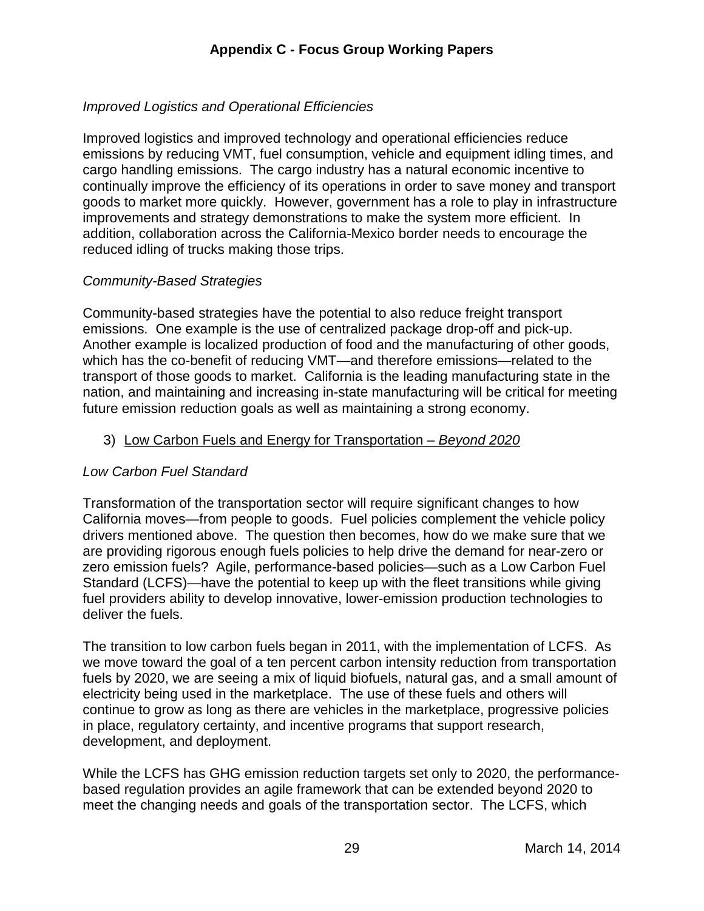*Improved Logistics and Operational Efficiencies*

Improved logistics and improved technology and operational efficiencies reduce emissions by reducing VMT, fuel consumption, vehicle and equipment idling times, and cargo handling emissions. The cargo industry has a natural economic incentive to continually improve the efficiency of its operations in order to save money and transport goods to market more quickly. However, government has a role to play in infrastructure improvements and strategy demonstrations to make the system more efficient. In addition, collaboration across the California-Mexico border needs to encourage the reduced idling of trucks making those trips.

*Community-Based Strategies*

Community-based strategies have the potential to also reduce freight transport emissions. One example is the use of centralized package drop-off and pick-up. Another example is localized production of food and the manufacturing of other goods, which has the co-benefit of reducing VMT—and therefore emissions—related to the transport of those goods to market. California is the leading manufacturing state in the nation, and maintaining and increasing in-state manufacturing will be critical for meeting future emission reduction goals as well as maintaining a strong economy.

3) Low Carbon Fuels and Energy for Transportation – *Beyond 2020*

*Low Carbon Fuel Standard*

Transformation of the transportation sector will require significant changes to how California moves—from people to goods. Fuel policies complement the vehicle policy drivers mentioned above. The question then becomes, how do we make sure that we are providing rigorous enough fuels policies to help drive the demand for near-zero or zero emission fuels? Agile, performance-based policies—such as a Low Carbon Fuel Standard (LCFS)—have the potential to keep up with the fleet transitions while giving fuel providers ability to develop innovative, lower-emission production technologies to deliver the fuels.

The transition to low carbon fuels began in 2011, with the implementation of LCFS. As we move toward the goal of a ten percent carbon intensity reduction from transportation fuels by 2020, we are seeing a mix of liquid biofuels, natural gas, and a small amount of electricity being used in the marketplace. The use of these fuels and others will continue to grow as long as there are vehicles in the marketplace, progressive policies in place, regulatory certainty, and incentive programs that support research, development, and deployment.

While the LCFS has GHG emission reduction targets set only to 2020, the performance-based regulation provides an agile framework that can be extended beyond 2020 to meet the changing needs and goals of the transportation sector. The LCFS, which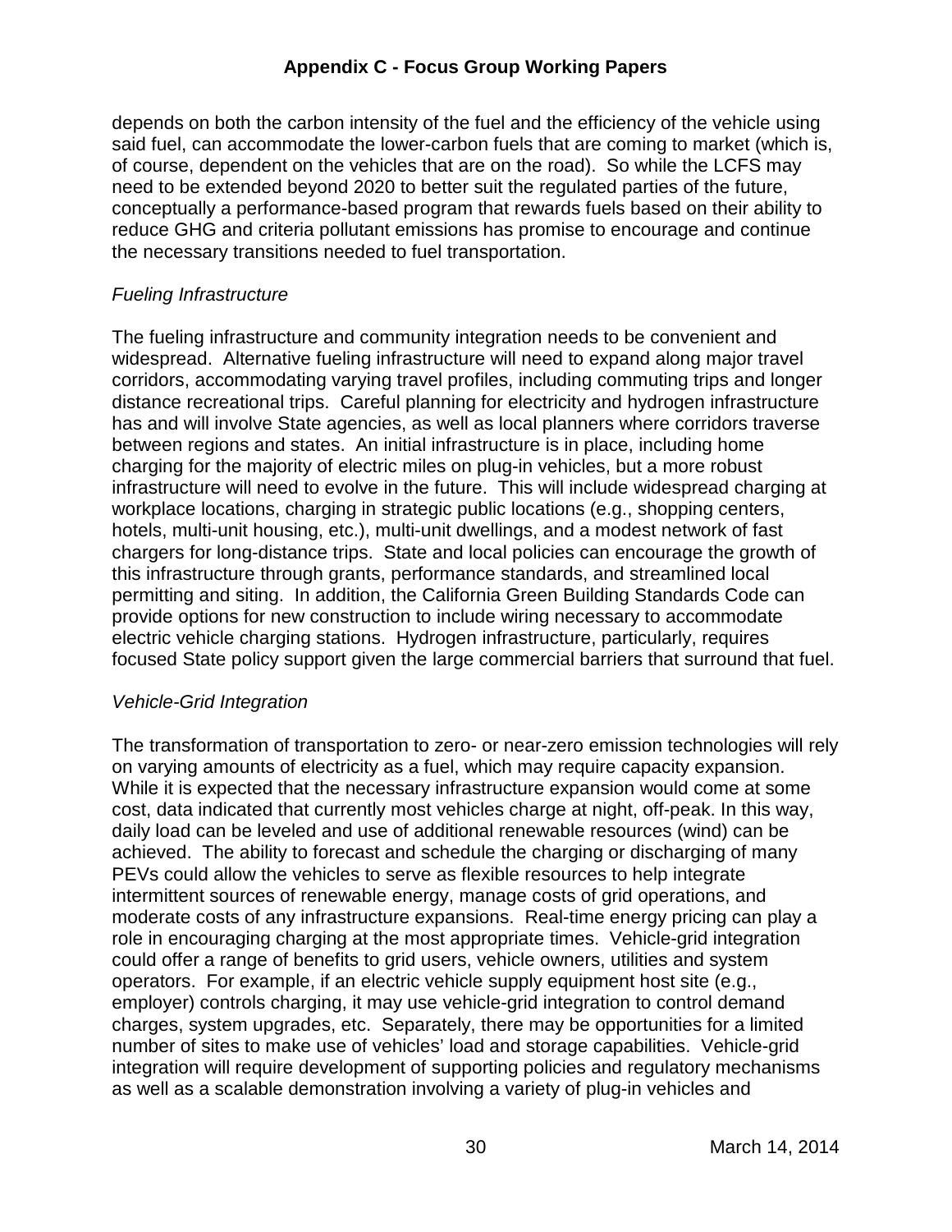depends on both the carbon intensity of the fuel and the efficiency of the vehicle using said fuel, can accommodate the lower-carbon fuels that are coming to market (which is, of course, dependent on the vehicles that are on the road). So while the LCFS may need to be extended beyond 2020 to better suit the regulated parties of the future, conceptually a performance-based program that rewards fuels based on their ability to reduce GHG and criteria pollutant emissions has promise to encourage and continue the necessary transitions needed to fuel transportation.

*Fueling Infrastructure*

The fueling infrastructure and community integration needs to be convenient and widespread. Alternative fueling infrastructure will need to expand along major travel corridors, accommodating varying travel profiles, including commuting trips and longer distance recreational trips. Careful planning for electricity and hydrogen infrastructure has and will involve State agencies, as well as local planners where corridors traverse between regions and states. An initial infrastructure is in place, including home charging for the majority of electric miles on plug-in vehicles, but a more robust infrastructure will need to evolve in the future. This will include widespread charging at workplace locations, charging in strategic public locations (e.g., shopping centers, hotels, multi-unit housing, etc.), multi-unit dwellings, and a modest network of fast chargers for long-distance trips. State and local policies can encourage the growth of this infrastructure through grants, performance standards, and streamlined local permitting and siting. In addition, the California Green Building Standards Code can provide options for new construction to include wiring necessary to accommodate electric vehicle charging stations. Hydrogen infrastructure, particularly, requires focused State policy support given the large commercial barriers that surround that fuel.

*Vehicle-Grid Integration*

The transformation of transportation to zero- or near-zero emission technologies will rely on varying amounts of electricity as a fuel, which may require capacity expansion. While it is expected that the necessary infrastructure expansion would come at some cost, data indicated that currently most vehicles charge at night, off-peak. In this way, daily load can be leveled and use of additional renewable resources (wind) can be achieved. The ability to forecast and schedule the charging or discharging of many PEVs could allow the vehicles to serve as flexible resources to help integrate intermittent sources of renewable energy, manage costs of grid operations, and moderate costs of any infrastructure expansions. Real-time energy pricing can play a role in encouraging charging at the most appropriate times. Vehicle-grid integration could offer a range of benefits to grid users, vehicle owners, utilities and system operators. For example, if an electric vehicle supply equipment host site (e.g., employer) controls charging, it may use vehicle-grid integration to control demand charges, system upgrades, etc. Separately, there may be opportunities for a limited number of sites to make use of vehicles' load and storage capabilities. Vehicle-grid integration will require development of supporting policies and regulatory mechanisms as well as a scalable demonstration involving a variety of plug-in vehicles and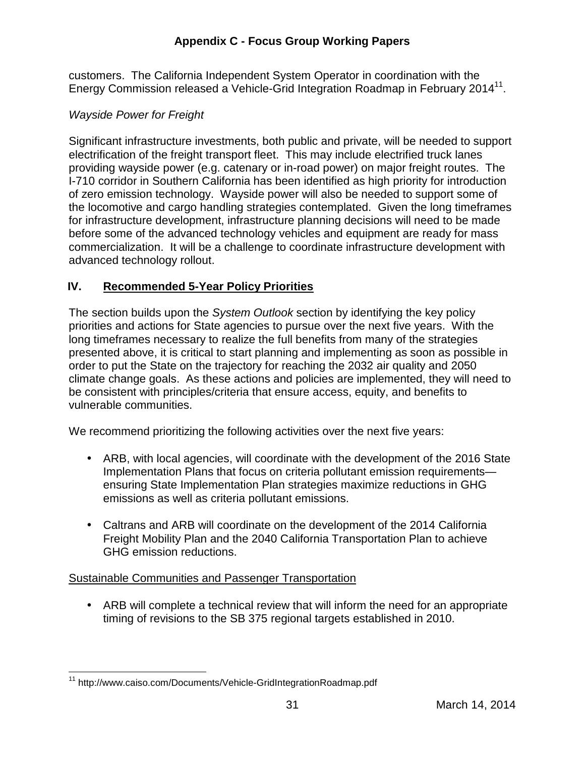customers. The California Independent System Operator in coordination with the Energy Commission released a Vehicle-Grid Integration Roadmap in February 2014[11].

*Wayside Power for Freight*

Significant infrastructure investments, both public and private, will be needed to support electrification of the freight transport fleet. This may include electrified truck lanes providing wayside power (e.g. catenary or in-road power) on major freight routes. The I-710 corridor in Southern California has been identified as high priority for introduction of zero emission technology. Wayside power will also be needed to support some of the locomotive and cargo handling strategies contemplated. Given the long timeframes for infrastructure development, infrastructure planning decisions will need to be made before some of the advanced technology vehicles and equipment are ready for mass commercialization. It will be a challenge to coordinate infrastructure development with advanced technology rollout.

## IV. Recommended 5-Year Policy Priorities

The section builds upon the *System Outlook* section by identifying the key policy priorities and actions for State agencies to pursue over the next five years. With the long timeframes necessary to realize the full benefits from many of the strategies presented above, it is critical to start planning and implementing as soon as possible in order to put the State on the trajectory for reaching the 2032 air quality and 2050 climate change goals. As these actions and policies are implemented, they will need to be consistent with principles/criteria that ensure access, equity, and benefits to vulnerable communities.

We recommend prioritizing the following activities over the next five years:

- ARB, with local agencies, will coordinate with the development of the 2016 State Implementation Plans that focus on criteria pollutant emission requirements—ensuring State Implementation Plan strategies maximize reductions in GHG emissions as well as criteria pollutant emissions.
- Caltrans and ARB will coordinate on the development of the 2014 California Freight Mobility Plan and the 2040 California Transportation Plan to achieve GHG emission reductions.

<u>Sustainable Communities and Passenger Transportation</u>

- ARB will complete a technical review that will inform the need for an appropriate timing of revisions to the SB 375 regional targets established in 2010.

---

[11] http://www.caiso.com/Documents/Vehicle-GridIntegrationRoadmap.pdf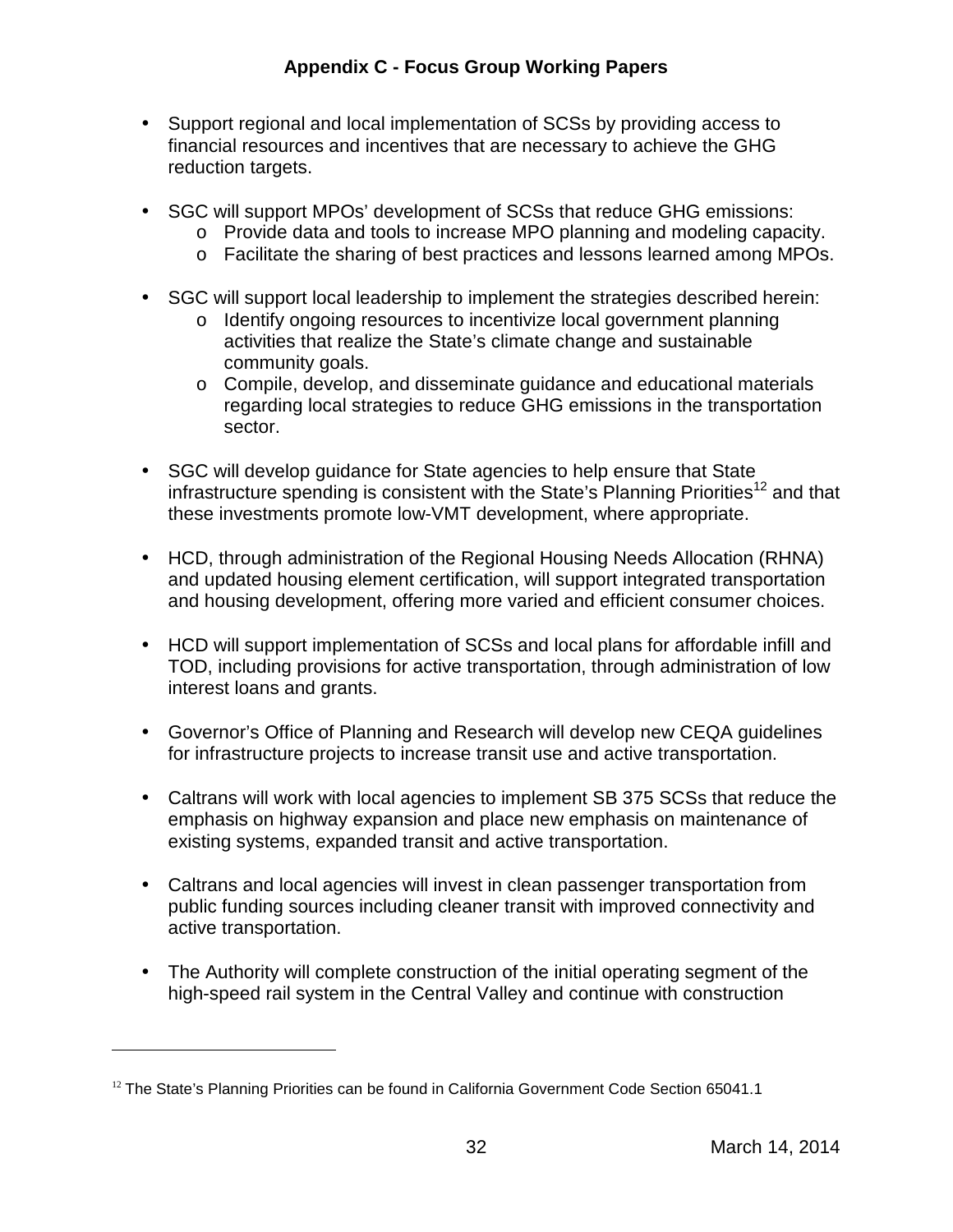- Support regional and local implementation of SCSs by providing access to financial resources and incentives that are necessary to achieve the GHG reduction targets.

- SGC will support MPOs' development of SCSs that reduce GHG emissions:
  - Provide data and tools to increase MPO planning and modeling capacity.
  - Facilitate the sharing of best practices and lessons learned among MPOs.

- SGC will support local leadership to implement the strategies described herein:
  - Identify ongoing resources to incentivize local government planning activities that realize the State's climate change and sustainable community goals.
  - Compile, develop, and disseminate guidance and educational materials regarding local strategies to reduce GHG emissions in the transportation sector.

- SGC will develop guidance for State agencies to help ensure that State infrastructure spending is consistent with the State's Planning Priorities[12] and that these investments promote low-VMT development, where appropriate.

- HCD, through administration of the Regional Housing Needs Allocation (RHNA) and updated housing element certification, will support integrated transportation and housing development, offering more varied and efficient consumer choices.

- HCD will support implementation of SCSs and local plans for affordable infill and TOD, including provisions for active transportation, through administration of low interest loans and grants.

- Governor's Office of Planning and Research will develop new CEQA guidelines for infrastructure projects to increase transit use and active transportation.

- Caltrans will work with local agencies to implement SB 375 SCSs that reduce the emphasis on highway expansion and place new emphasis on maintenance of existing systems, expanded transit and active transportation.

- Caltrans and local agencies will invest in clean passenger transportation from public funding sources including cleaner transit with improved connectivity and active transportation.

- The Authority will complete construction of the initial operating segment of the high-speed rail system in the Central Valley and continue with construction

[12] The State's Planning Priorities can be found in California Government Code Section 65041.1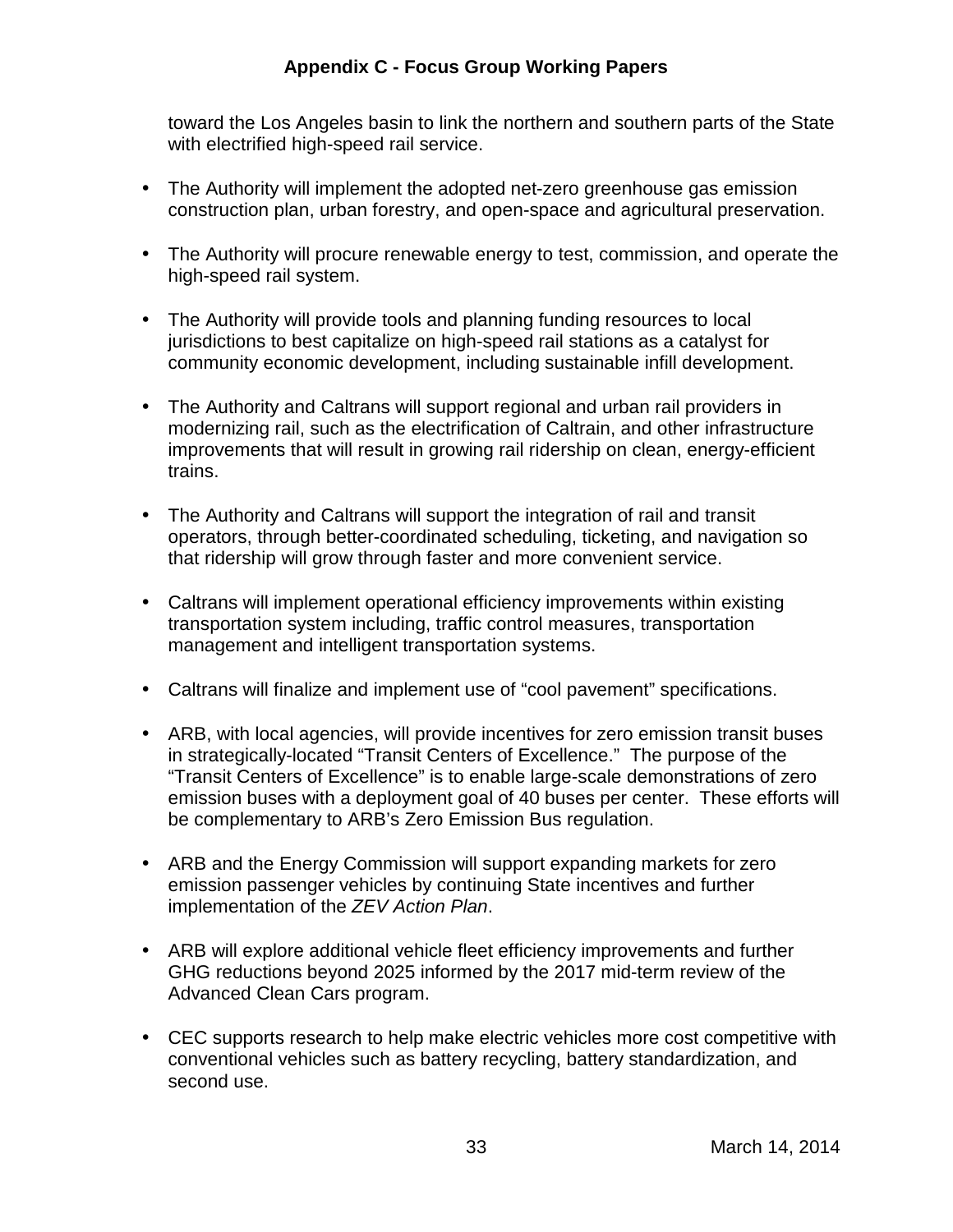toward the Los Angeles basin to link the northern and southern parts of the State with electrified high-speed rail service.

- The Authority will implement the adopted net-zero greenhouse gas emission construction plan, urban forestry, and open-space and agricultural preservation.

- The Authority will procure renewable energy to test, commission, and operate the high-speed rail system.

- The Authority will provide tools and planning funding resources to local jurisdictions to best capitalize on high-speed rail stations as a catalyst for community economic development, including sustainable infill development.

- The Authority and Caltrans will support regional and urban rail providers in modernizing rail, such as the electrification of Caltrain, and other infrastructure improvements that will result in growing rail ridership on clean, energy-efficient trains.

- The Authority and Caltrans will support the integration of rail and transit operators, through better-coordinated scheduling, ticketing, and navigation so that ridership will grow through faster and more convenient service.

- Caltrans will implement operational efficiency improvements within existing transportation system including, traffic control measures, transportation management and intelligent transportation systems.

- Caltrans will finalize and implement use of “cool pavement” specifications.

- ARB, with local agencies, will provide incentives for zero emission transit buses in strategically-located “Transit Centers of Excellence.” The purpose of the “Transit Centers of Excellence” is to enable large-scale demonstrations of zero emission buses with a deployment goal of 40 buses per center. These efforts will be complementary to ARB’s Zero Emission Bus regulation.

- ARB and the Energy Commission will support expanding markets for zero emission passenger vehicles by continuing State incentives and further implementation of the *ZEV Action Plan*.

- ARB will explore additional vehicle fleet efficiency improvements and further GHG reductions beyond 2025 informed by the 2017 mid-term review of the Advanced Clean Cars program.

- CEC supports research to help make electric vehicles more cost competitive with conventional vehicles such as battery recycling, battery standardization, and second use.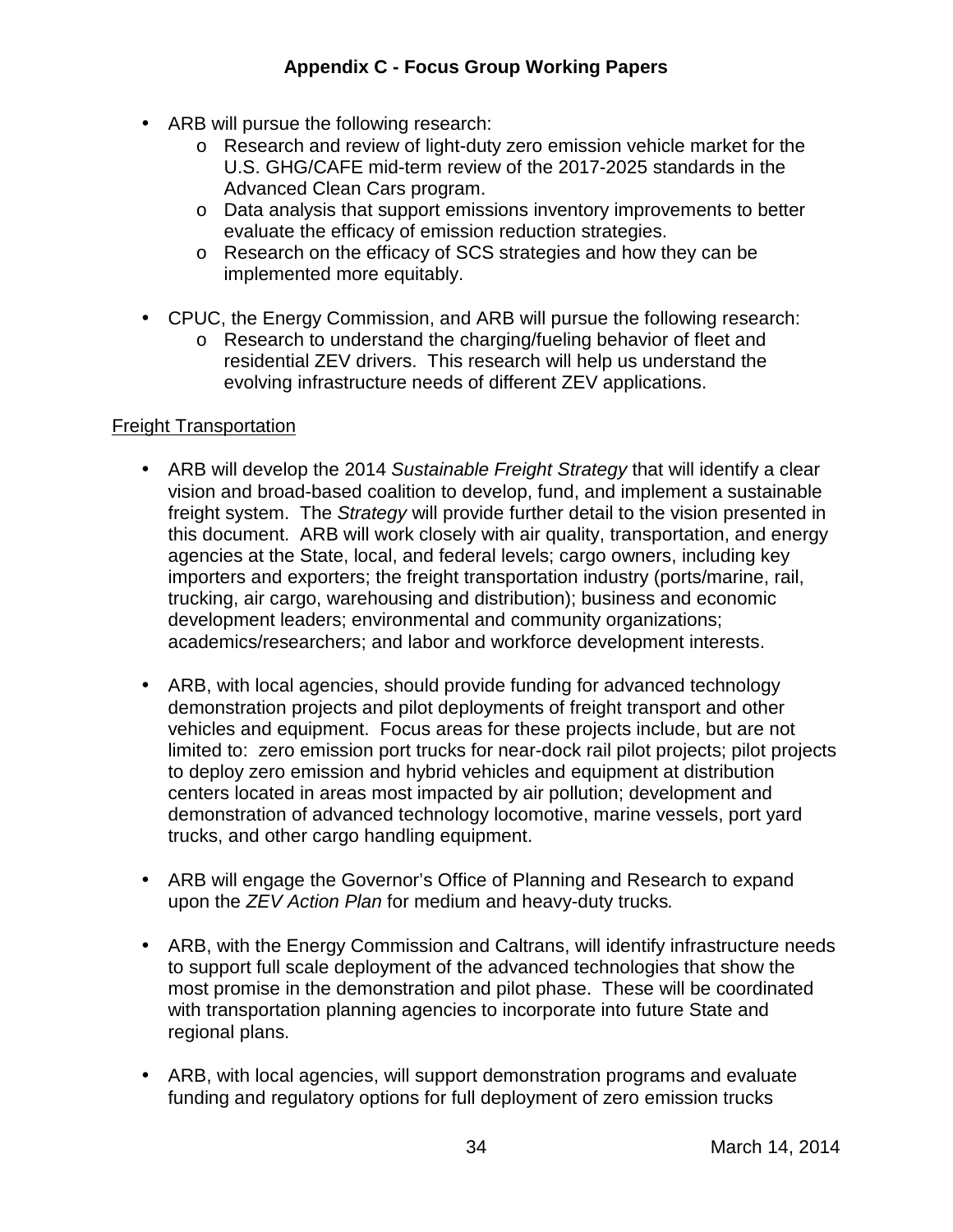- ARB will pursue the following research:
  - Research and review of light-duty zero emission vehicle market for the U.S. GHG/CAFE mid-term review of the 2017-2025 standards in the Advanced Clean Cars program.
  - Data analysis that support emissions inventory improvements to better evaluate the efficacy of emission reduction strategies.
  - Research on the efficacy of SCS strategies and how they can be implemented more equitably.

- CPUC, the Energy Commission, and ARB will pursue the following research:
  - Research to understand the charging/fueling behavior of fleet and residential ZEV drivers. This research will help us understand the evolving infrastructure needs of different ZEV applications.

<u>Freight Transportation</u>

- ARB will develop the 2014 *Sustainable Freight Strategy* that will identify a clear vision and broad-based coalition to develop, fund, and implement a sustainable freight system. The *Strategy* will provide further detail to the vision presented in this document. ARB will work closely with air quality, transportation, and energy agencies at the State, local, and federal levels; cargo owners, including key importers and exporters; the freight transportation industry (ports/marine, rail, trucking, air cargo, warehousing and distribution); business and economic development leaders; environmental and community organizations; academics/researchers; and labor and workforce development interests.

- ARB, with local agencies, should provide funding for advanced technology demonstration projects and pilot deployments of freight transport and other vehicles and equipment. Focus areas for these projects include, but are not limited to: zero emission port trucks for near-dock rail pilot projects; pilot projects to deploy zero emission and hybrid vehicles and equipment at distribution centers located in areas most impacted by air pollution; development and demonstration of advanced technology locomotive, marine vessels, port yard trucks, and other cargo handling equipment.

- ARB will engage the Governor's Office of Planning and Research to expand upon the *ZEV Action Plan* for medium and heavy-duty trucks*.*

- ARB, with the Energy Commission and Caltrans, will identify infrastructure needs to support full scale deployment of the advanced technologies that show the most promise in the demonstration and pilot phase. These will be coordinated with transportation planning agencies to incorporate into future State and regional plans.

- ARB, with local agencies, will support demonstration programs and evaluate funding and regulatory options for full deployment of zero emission trucks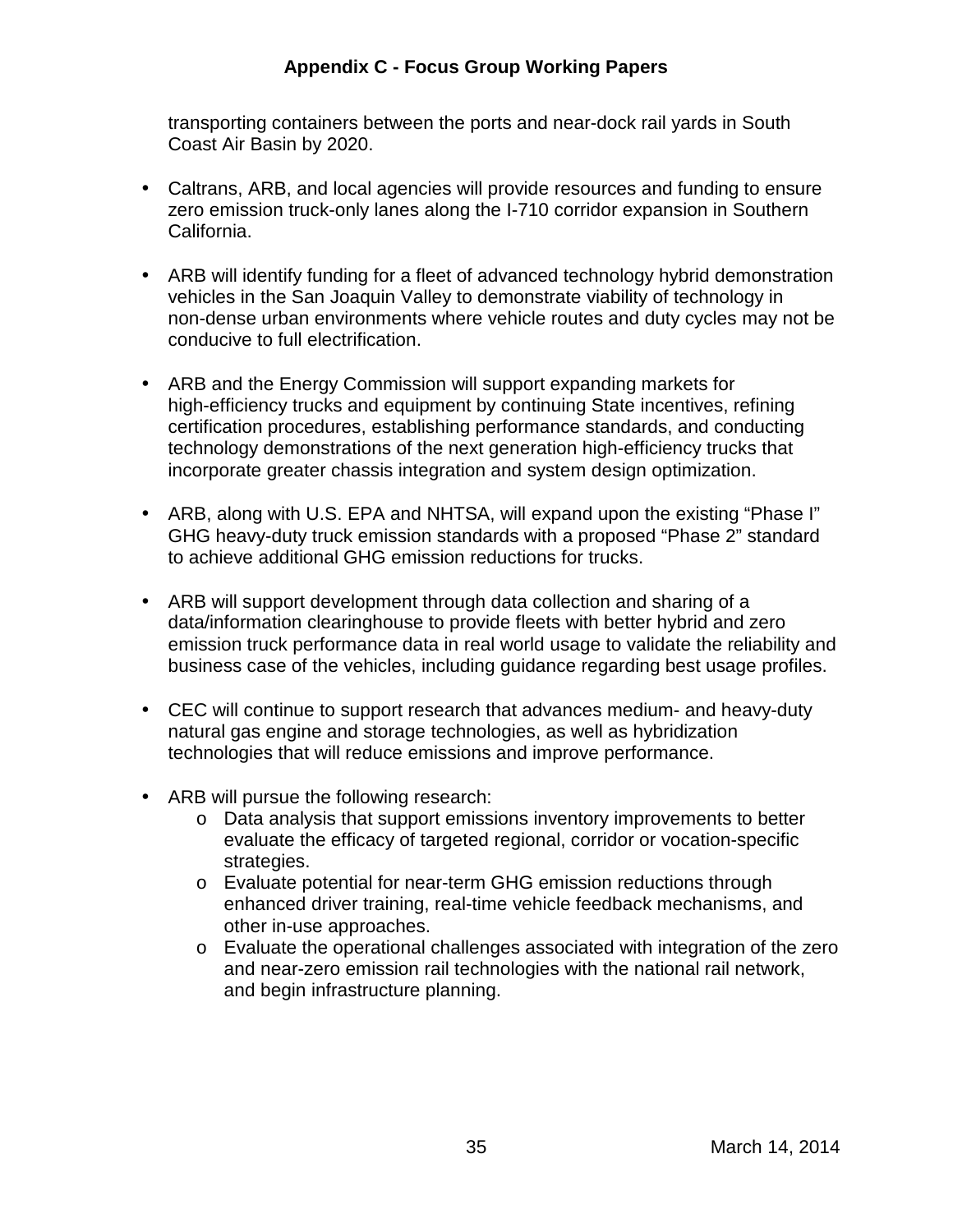transporting containers between the ports and near-dock rail yards in South Coast Air Basin by 2020.

- Caltrans, ARB, and local agencies will provide resources and funding to ensure zero emission truck-only lanes along the I-710 corridor expansion in Southern California.

- ARB will identify funding for a fleet of advanced technology hybrid demonstration vehicles in the San Joaquin Valley to demonstrate viability of technology in non-dense urban environments where vehicle routes and duty cycles may not be conducive to full electrification.

- ARB and the Energy Commission will support expanding markets for high-efficiency trucks and equipment by continuing State incentives, refining certification procedures, establishing performance standards, and conducting technology demonstrations of the next generation high-efficiency trucks that incorporate greater chassis integration and system design optimization.

- ARB, along with U.S. EPA and NHTSA, will expand upon the existing "Phase I" GHG heavy-duty truck emission standards with a proposed "Phase 2" standard to achieve additional GHG emission reductions for trucks.

- ARB will support development through data collection and sharing of a data/information clearinghouse to provide fleets with better hybrid and zero emission truck performance data in real world usage to validate the reliability and business case of the vehicles, including guidance regarding best usage profiles.

- CEC will continue to support research that advances medium- and heavy-duty natural gas engine and storage technologies, as well as hybridization technologies that will reduce emissions and improve performance.

- ARB will pursue the following research:
  - Data analysis that support emissions inventory improvements to better evaluate the efficacy of targeted regional, corridor or vocation-specific strategies.
  - Evaluate potential for near-term GHG emission reductions through enhanced driver training, real-time vehicle feedback mechanisms, and other in-use approaches.
  - Evaluate the operational challenges associated with integration of the zero and near-zero emission rail technologies with the national rail network, and begin infrastructure planning.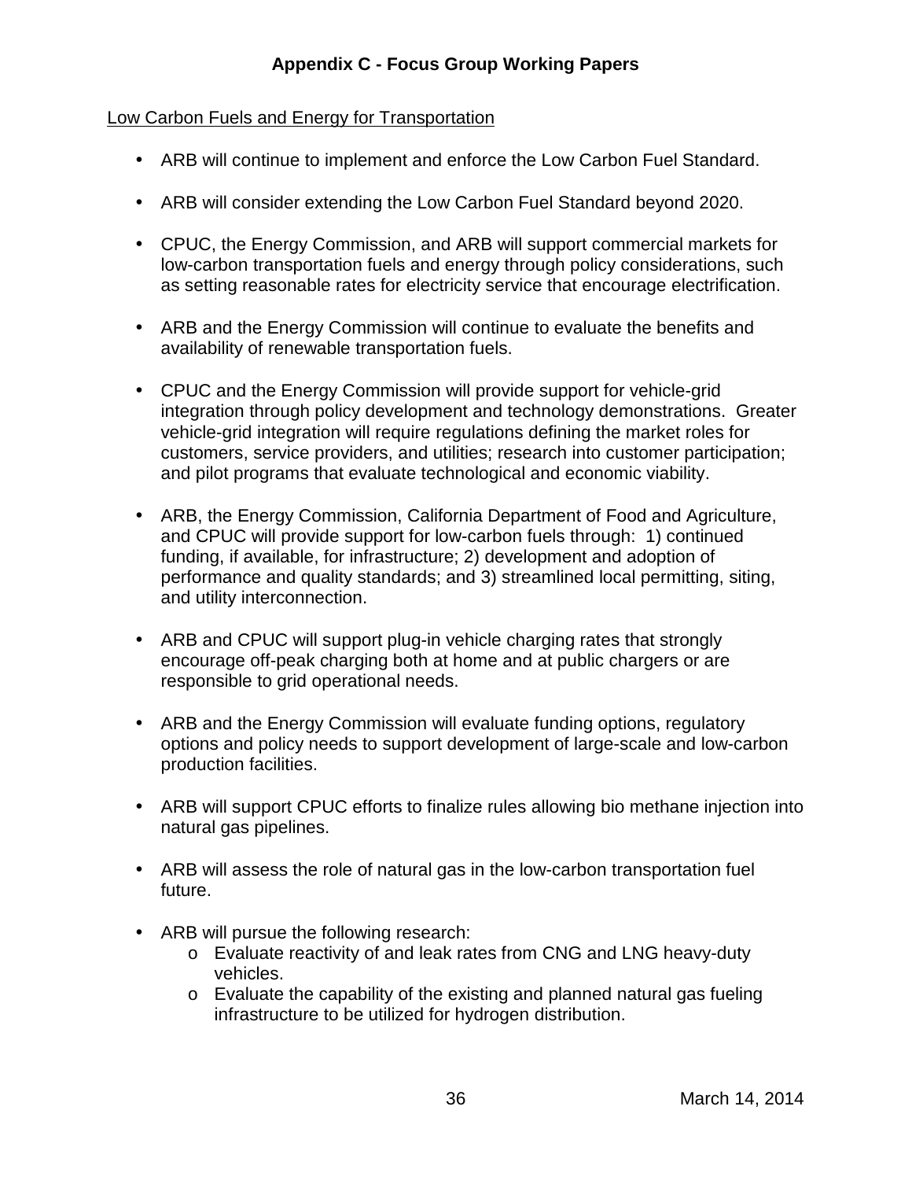## Appendix C - Focus Group Working Papers

Low Carbon Fuels and Energy for Transportation

- ARB will continue to implement and enforce the Low Carbon Fuel Standard.
- ARB will consider extending the Low Carbon Fuel Standard beyond 2020.
- CPUC, the Energy Commission, and ARB will support commercial markets for low-carbon transportation fuels and energy through policy considerations, such as setting reasonable rates for electricity service that encourage electrification.
- ARB and the Energy Commission will continue to evaluate the benefits and availability of renewable transportation fuels.
- CPUC and the Energy Commission will provide support for vehicle-grid integration through policy development and technology demonstrations. Greater vehicle-grid integration will require regulations defining the market roles for customers, service providers, and utilities; research into customer participation; and pilot programs that evaluate technological and economic viability.
- ARB, the Energy Commission, California Department of Food and Agriculture, and CPUC will provide support for low-carbon fuels through: 1) continued funding, if available, for infrastructure; 2) development and adoption of performance and quality standards; and 3) streamlined local permitting, siting, and utility interconnection.
- ARB and CPUC will support plug-in vehicle charging rates that strongly encourage off-peak charging both at home and at public chargers or are responsible to grid operational needs.
- ARB and the Energy Commission will evaluate funding options, regulatory options and policy needs to support development of large-scale and low-carbon production facilities.
- ARB will support CPUC efforts to finalize rules allowing bio methane injection into natural gas pipelines.
- ARB will assess the role of natural gas in the low-carbon transportation fuel future.
- ARB will pursue the following research:
  - Evaluate reactivity of and leak rates from CNG and LNG heavy-duty vehicles.
  - Evaluate the capability of the existing and planned natural gas fueling infrastructure to be utilized for hydrogen distribution.